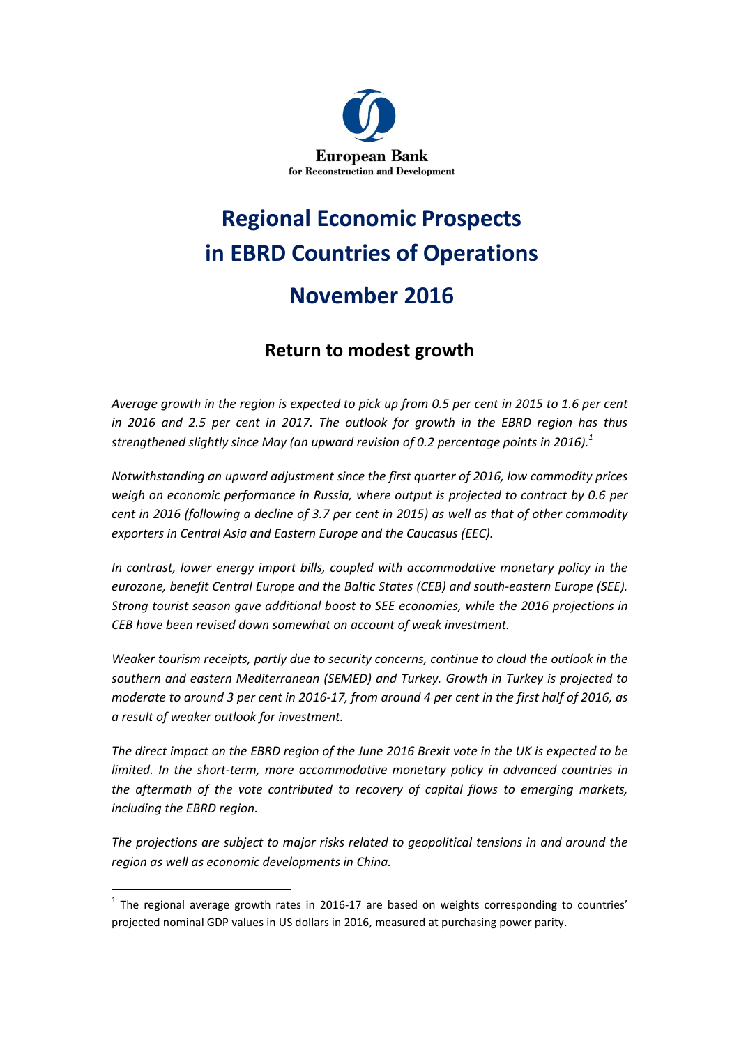European Bank
for Reconstruction and Development

# Regional Economic Prospects in EBRD Countries of Operations

# November 2016

## Return to modest growth

*Average growth in the region is expected to pick up from 0.5 per cent in 2015 to 1.6 per cent in 2016 and 2.5 per cent in 2017. The outlook for growth in the EBRD region has thus strengthened slightly since May (an upward revision of 0.2 percentage points in 2016).*[1]

*Notwithstanding an upward adjustment since the first quarter of 2016, low commodity prices weigh on economic performance in Russia, where output is projected to contract by 0.6 per cent in 2016 (following a decline of 3.7 per cent in 2015) as well as that of other commodity exporters in Central Asia and Eastern Europe and the Caucasus (EEC).*

*In contrast, lower energy import bills, coupled with accommodative monetary policy in the eurozone, benefit Central Europe and the Baltic States (CEB) and south-eastern Europe (SEE). Strong tourist season gave additional boost to SEE economies, while the 2016 projections in CEB have been revised down somewhat on account of weak investment.*

*Weaker tourism receipts, partly due to security concerns, continue to cloud the outlook in the southern and eastern Mediterranean (SEMED) and Turkey. Growth in Turkey is projected to moderate to around 3 per cent in 2016-17, from around 4 per cent in the first half of 2016, as a result of weaker outlook for investment.*

*The direct impact on the EBRD region of the June 2016 Brexit vote in the UK is expected to be limited. In the short-term, more accommodative monetary policy in advanced countries in the aftermath of the vote contributed to recovery of capital flows to emerging markets, including the EBRD region.*

*The projections are subject to major risks related to geopolitical tensions in and around the region as well as economic developments in China.*

[1] The regional average growth rates in 2016-17 are based on weights corresponding to countries' projected nominal GDP values in US dollars in 2016, measured at purchasing power parity.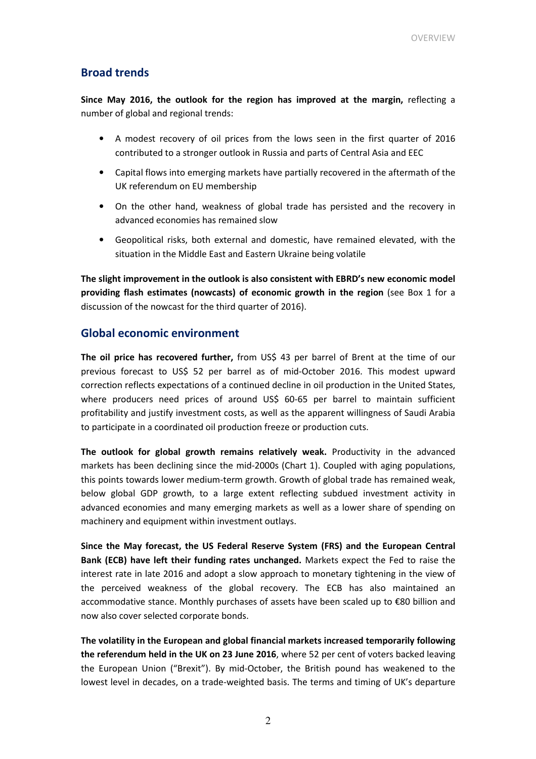## Broad trends

**Since May 2016, the outlook for the region has improved at the margin,** reflecting a number of global and regional trends:

- A modest recovery of oil prices from the lows seen in the first quarter of 2016 contributed to a stronger outlook in Russia and parts of Central Asia and EEC
- Capital flows into emerging markets have partially recovered in the aftermath of the UK referendum on EU membership
- On the other hand, weakness of global trade has persisted and the recovery in advanced economies has remained slow
- Geopolitical risks, both external and domestic, have remained elevated, with the situation in the Middle East and Eastern Ukraine being volatile

**The slight improvement in the outlook is also consistent with EBRD's new economic model providing flash estimates (nowcasts) of economic growth in the region** (see Box 1 for a discussion of the nowcast for the third quarter of 2016).

## Global economic environment

**The oil price has recovered further,** from US$ 43 per barrel of Brent at the time of our previous forecast to US$ 52 per barrel as of mid-October 2016. This modest upward correction reflects expectations of a continued decline in oil production in the United States, where producers need prices of around US$ 60-65 per barrel to maintain sufficient profitability and justify investment costs, as well as the apparent willingness of Saudi Arabia to participate in a coordinated oil production freeze or production cuts.

**The outlook for global growth remains relatively weak.** Productivity in the advanced markets has been declining since the mid-2000s (Chart 1). Coupled with aging populations, this points towards lower medium-term growth. Growth of global trade has remained weak, below global GDP growth, to a large extent reflecting subdued investment activity in advanced economies and many emerging markets as well as a lower share of spending on machinery and equipment within investment outlays.

**Since the May forecast, the US Federal Reserve System (FRS) and the European Central Bank (ECB) have left their funding rates unchanged.** Markets expect the Fed to raise the interest rate in late 2016 and adopt a slow approach to monetary tightening in the view of the perceived weakness of the global recovery. The ECB has also maintained an accommodative stance. Monthly purchases of assets have been scaled up to €80 billion and now also cover selected corporate bonds.

**The volatility in the European and global financial markets increased temporarily following the referendum held in the UK on 23 June 2016**, where 52 per cent of voters backed leaving the European Union ("Brexit"). By mid-October, the British pound has weakened to the lowest level in decades, on a trade-weighted basis. The terms and timing of UK's departure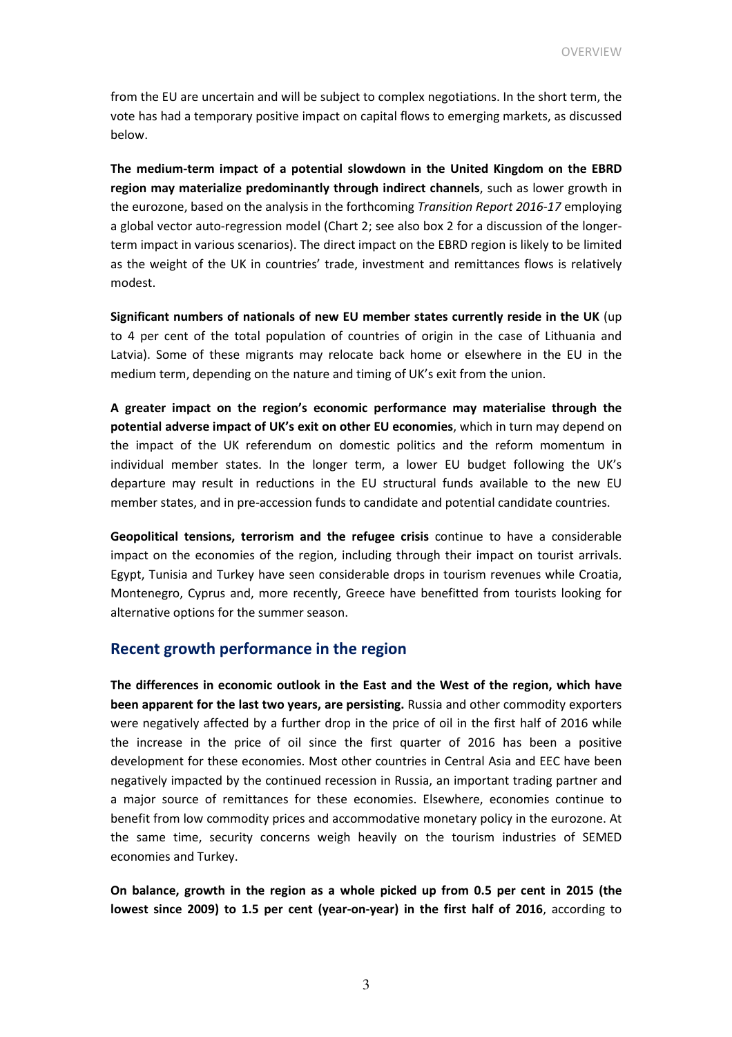from the EU are uncertain and will be subject to complex negotiations. In the short term, the vote has had a temporary positive impact on capital flows to emerging markets, as discussed below.

**The medium-term impact of a potential slowdown in the United Kingdom on the EBRD region may materialize predominantly through indirect channels**, such as lower growth in the eurozone, based on the analysis in the forthcoming *Transition Report 2016-17* employing a global vector auto-regression model (Chart 2; see also box 2 for a discussion of the longer-term impact in various scenarios). The direct impact on the EBRD region is likely to be limited as the weight of the UK in countries' trade, investment and remittances flows is relatively modest.

**Significant numbers of nationals of new EU member states currently reside in the UK** (up to 4 per cent of the total population of countries of origin in the case of Lithuania and Latvia). Some of these migrants may relocate back home or elsewhere in the EU in the medium term, depending on the nature and timing of UK's exit from the union.

**A greater impact on the region's economic performance may materialise through the potential adverse impact of UK's exit on other EU economies**, which in turn may depend on the impact of the UK referendum on domestic politics and the reform momentum in individual member states. In the longer term, a lower EU budget following the UK's departure may result in reductions in the EU structural funds available to the new EU member states, and in pre-accession funds to candidate and potential candidate countries.

**Geopolitical tensions, terrorism and the refugee crisis** continue to have a considerable impact on the economies of the region, including through their impact on tourist arrivals. Egypt, Tunisia and Turkey have seen considerable drops in tourism revenues while Croatia, Montenegro, Cyprus and, more recently, Greece have benefitted from tourists looking for alternative options for the summer season.

## Recent growth performance in the region

**The differences in economic outlook in the East and the West of the region, which have been apparent for the last two years, are persisting.** Russia and other commodity exporters were negatively affected by a further drop in the price of oil in the first half of 2016 while the increase in the price of oil since the first quarter of 2016 has been a positive development for these economies. Most other countries in Central Asia and EEC have been negatively impacted by the continued recession in Russia, an important trading partner and a major source of remittances for these economies. Elsewhere, economies continue to benefit from low commodity prices and accommodative monetary policy in the eurozone. At the same time, security concerns weigh heavily on the tourism industries of SEMED economies and Turkey.

**On balance, growth in the region as a whole picked up from 0.5 per cent in 2015 (the lowest since 2009) to 1.5 per cent (year-on-year) in the first half of 2016**, according to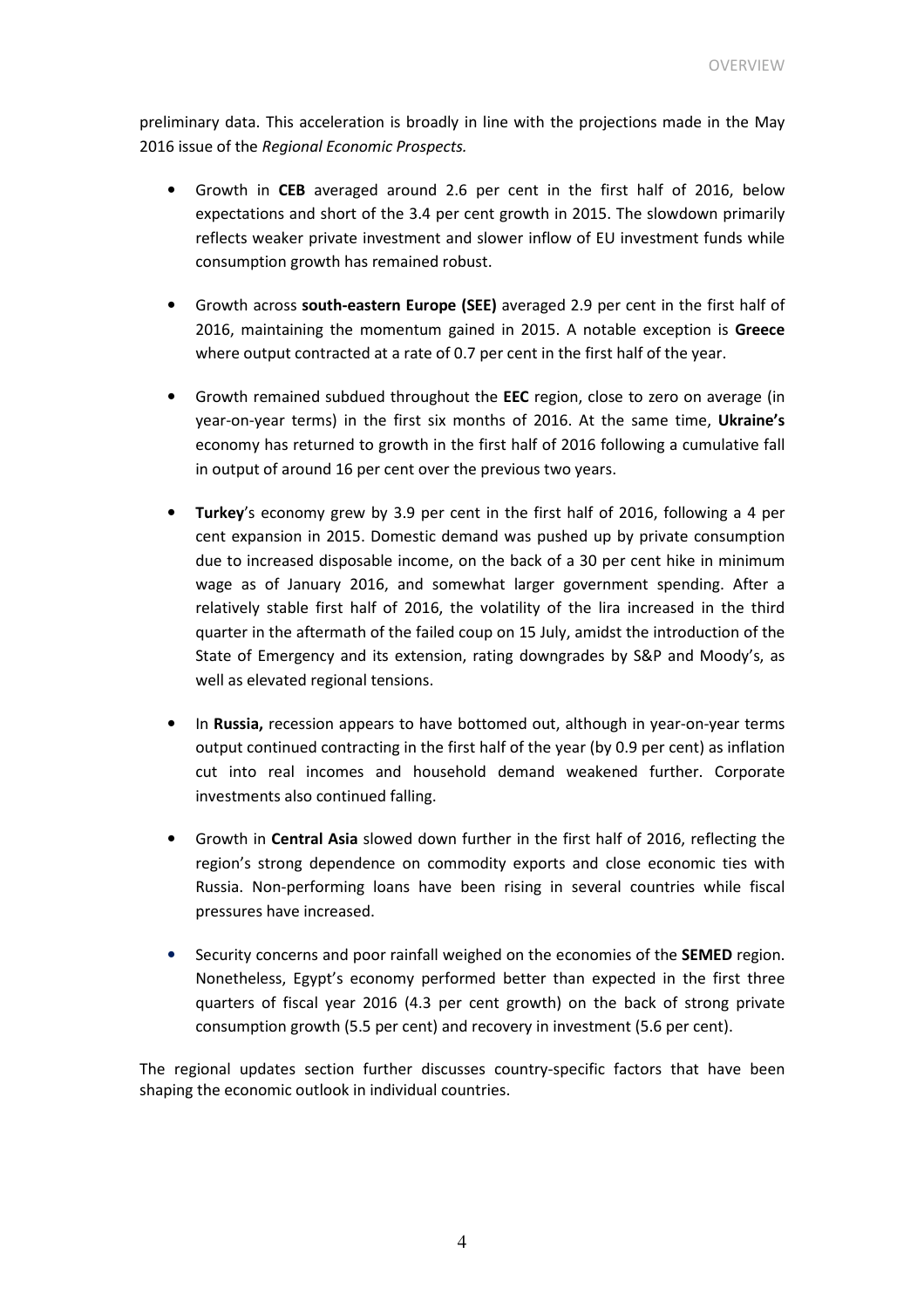preliminary data. This acceleration is broadly in line with the projections made in the May 2016 issue of the *Regional Economic Prospects.*

- Growth in **CEB** averaged around 2.6 per cent in the first half of 2016, below expectations and short of the 3.4 per cent growth in 2015. The slowdown primarily reflects weaker private investment and slower inflow of EU investment funds while consumption growth has remained robust.

- Growth across **south-eastern Europe (SEE)** averaged 2.9 per cent in the first half of 2016, maintaining the momentum gained in 2015. A notable exception is **Greece** where output contracted at a rate of 0.7 per cent in the first half of the year.

- Growth remained subdued throughout the **EEC** region, close to zero on average (in year-on-year terms) in the first six months of 2016. At the same time, **Ukraine's** economy has returned to growth in the first half of 2016 following a cumulative fall in output of around 16 per cent over the previous two years.

- **Turkey**'s economy grew by 3.9 per cent in the first half of 2016, following a 4 per cent expansion in 2015. Domestic demand was pushed up by private consumption due to increased disposable income, on the back of a 30 per cent hike in minimum wage as of January 2016, and somewhat larger government spending. After a relatively stable first half of 2016, the volatility of the lira increased in the third quarter in the aftermath of the failed coup on 15 July, amidst the introduction of the State of Emergency and its extension, rating downgrades by S&P and Moody's, as well as elevated regional tensions.

- In **Russia,** recession appears to have bottomed out, although in year-on-year terms output continued contracting in the first half of the year (by 0.9 per cent) as inflation cut into real incomes and household demand weakened further. Corporate investments also continued falling.

- Growth in **Central Asia** slowed down further in the first half of 2016, reflecting the region's strong dependence on commodity exports and close economic ties with Russia. Non-performing loans have been rising in several countries while fiscal pressures have increased.

- Security concerns and poor rainfall weighed on the economies of the **SEMED** region. Nonetheless, Egypt's economy performed better than expected in the first three quarters of fiscal year 2016 (4.3 per cent growth) on the back of strong private consumption growth (5.5 per cent) and recovery in investment (5.6 per cent).

The regional updates section further discusses country-specific factors that have been shaping the economic outlook in individual countries.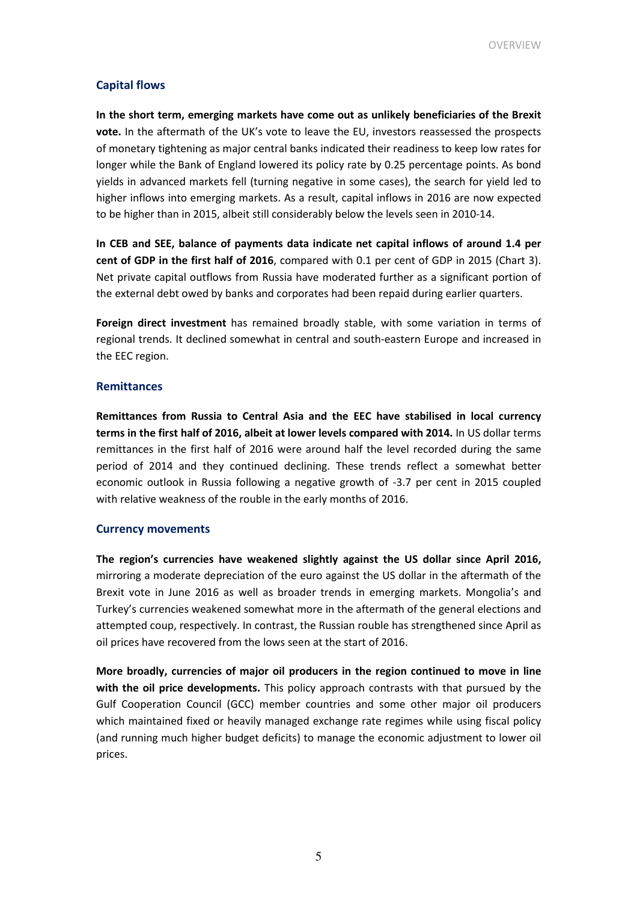## Capital flows

**In the short term, emerging markets have come out as unlikely beneficiaries of the Brexit vote.** In the aftermath of the UK's vote to leave the EU, investors reassessed the prospects of monetary tightening as major central banks indicated their readiness to keep low rates for longer while the Bank of England lowered its policy rate by 0.25 percentage points. As bond yields in advanced markets fell (turning negative in some cases), the search for yield led to higher inflows into emerging markets. As a result, capital inflows in 2016 are now expected to be higher than in 2015, albeit still considerably below the levels seen in 2010-14.

**In CEB and SEE, balance of payments data indicate net capital inflows of around 1.4 per cent of GDP in the first half of 2016**, compared with 0.1 per cent of GDP in 2015 (Chart 3). Net private capital outflows from Russia have moderated further as a significant portion of the external debt owed by banks and corporates had been repaid during earlier quarters.

**Foreign direct investment** has remained broadly stable, with some variation in terms of regional trends. It declined somewhat in central and south-eastern Europe and increased in the EEC region.

## Remittances

**Remittances from Russia to Central Asia and the EEC have stabilised in local currency terms in the first half of 2016, albeit at lower levels compared with 2014.** In US dollar terms remittances in the first half of 2016 were around half the level recorded during the same period of 2014 and they continued declining. These trends reflect a somewhat better economic outlook in Russia following a negative growth of -3.7 per cent in 2015 coupled with relative weakness of the rouble in the early months of 2016.

## Currency movements

**The region's currencies have weakened slightly against the US dollar since April 2016,** mirroring a moderate depreciation of the euro against the US dollar in the aftermath of the Brexit vote in June 2016 as well as broader trends in emerging markets. Mongolia's and Turkey's currencies weakened somewhat more in the aftermath of the general elections and attempted coup, respectively. In contrast, the Russian rouble has strengthened since April as oil prices have recovered from the lows seen at the start of 2016.

**More broadly, currencies of major oil producers in the region continued to move in line with the oil price developments.** This policy approach contrasts with that pursued by the Gulf Cooperation Council (GCC) member countries and some other major oil producers which maintained fixed or heavily managed exchange rate regimes while using fiscal policy (and running much higher budget deficits) to manage the economic adjustment to lower oil prices.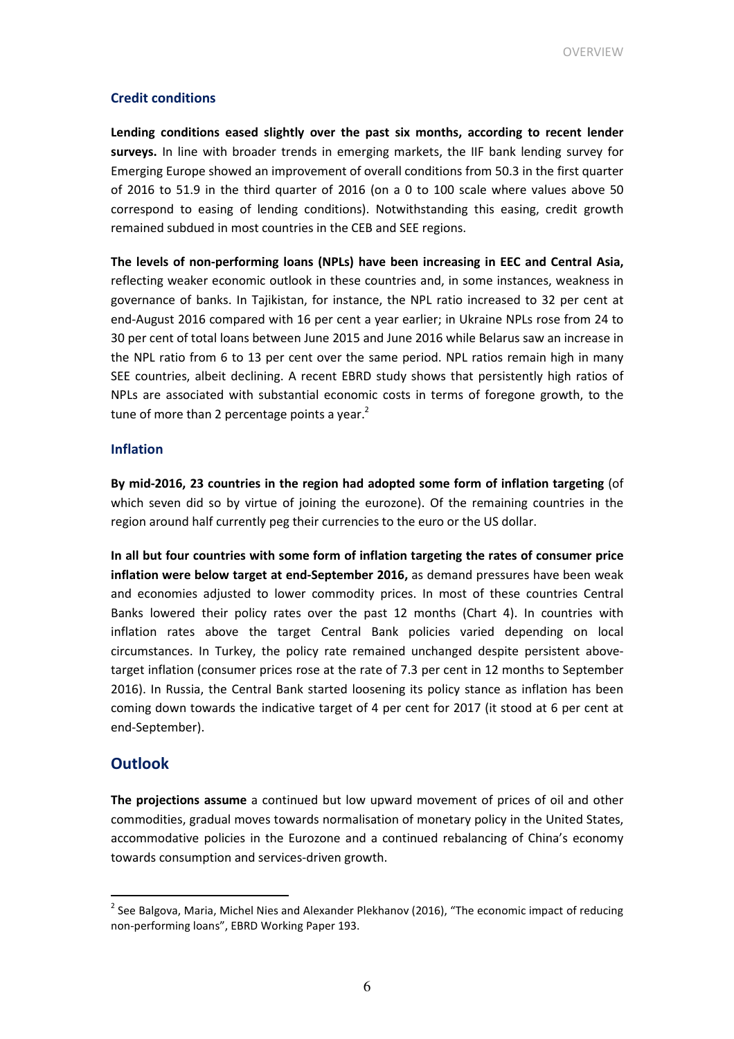### Credit conditions

**Lending conditions eased slightly over the past six months, according to recent lender surveys.** In line with broader trends in emerging markets, the IIF bank lending survey for Emerging Europe showed an improvement of overall conditions from 50.3 in the first quarter of 2016 to 51.9 in the third quarter of 2016 (on a 0 to 100 scale where values above 50 correspond to easing of lending conditions). Notwithstanding this easing, credit growth remained subdued in most countries in the CEB and SEE regions.

**The levels of non-performing loans (NPLs) have been increasing in EEC and Central Asia,** reflecting weaker economic outlook in these countries and, in some instances, weakness in governance of banks. In Tajikistan, for instance, the NPL ratio increased to 32 per cent at end-August 2016 compared with 16 per cent a year earlier; in Ukraine NPLs rose from 24 to 30 per cent of total loans between June 2015 and June 2016 while Belarus saw an increase in the NPL ratio from 6 to 13 per cent over the same period. NPL ratios remain high in many SEE countries, albeit declining. A recent EBRD study shows that persistently high ratios of NPLs are associated with substantial economic costs in terms of foregone growth, to the tune of more than 2 percentage points a year.[2]

### Inflation

**By mid-2016, 23 countries in the region had adopted some form of inflation targeting** (of which seven did so by virtue of joining the eurozone). Of the remaining countries in the region around half currently peg their currencies to the euro or the US dollar.

**In all but four countries with some form of inflation targeting the rates of consumer price inflation were below target at end-September 2016,** as demand pressures have been weak and economies adjusted to lower commodity prices. In most of these countries Central Banks lowered their policy rates over the past 12 months (Chart 4). In countries with inflation rates above the target Central Bank policies varied depending on local circumstances. In Turkey, the policy rate remained unchanged despite persistent above-target inflation (consumer prices rose at the rate of 7.3 per cent in 12 months to September 2016). In Russia, the Central Bank started loosening its policy stance as inflation has been coming down towards the indicative target of 4 per cent for 2017 (it stood at 6 per cent at end-September).

## Outlook

**The projections assume** a continued but low upward movement of prices of oil and other commodities, gradual moves towards normalisation of monetary policy in the United States, accommodative policies in the Eurozone and a continued rebalancing of China's economy towards consumption and services-driven growth.

---

[2] See Balgova, Maria, Michel Nies and Alexander Plekhanov (2016), "The economic impact of reducing non-performing loans", EBRD Working Paper 193.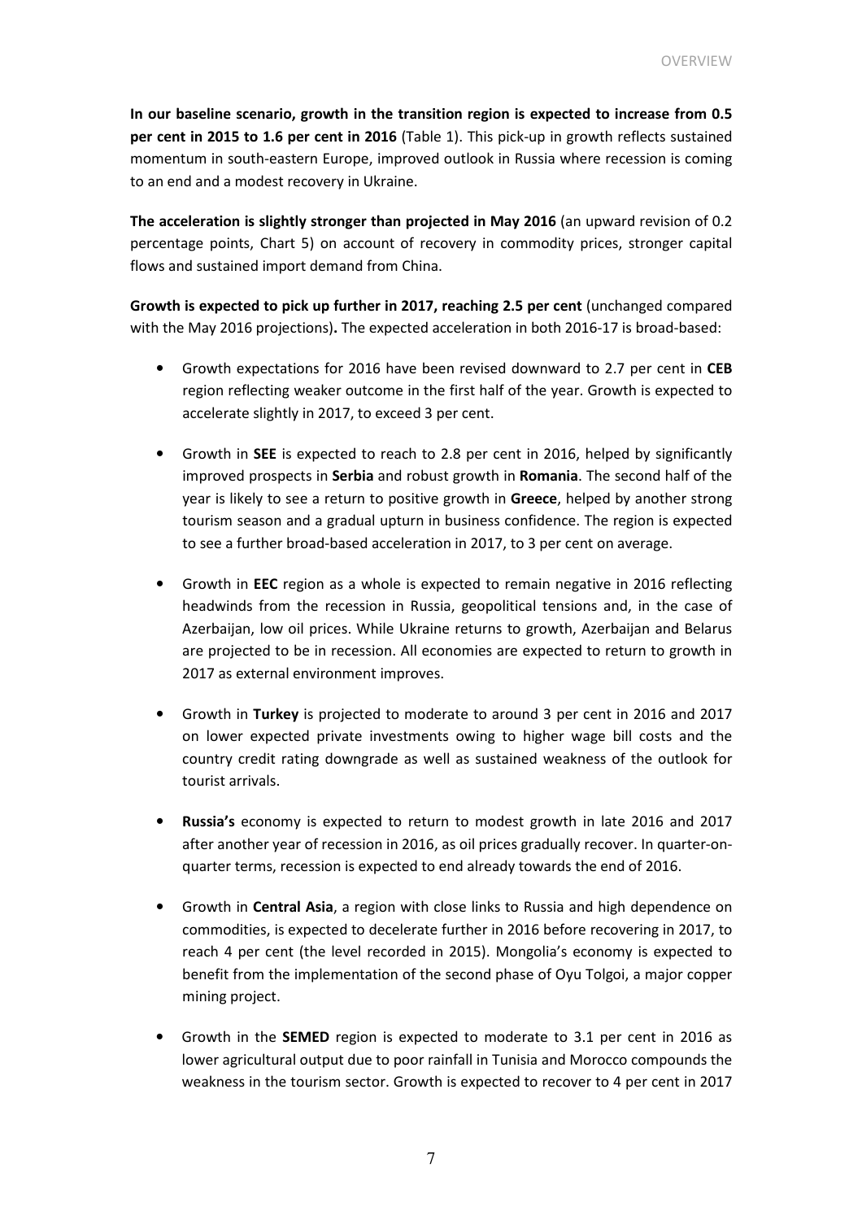**In our baseline scenario, growth in the transition region is expected to increase from 0.5 per cent in 2015 to 1.6 per cent in 2016** (Table 1). This pick-up in growth reflects sustained momentum in south-eastern Europe, improved outlook in Russia where recession is coming to an end and a modest recovery in Ukraine.

**The acceleration is slightly stronger than projected in May 2016** (an upward revision of 0.2 percentage points, Chart 5) on account of recovery in commodity prices, stronger capital flows and sustained import demand from China.

**Growth is expected to pick up further in 2017, reaching 2.5 per cent** (unchanged compared with the May 2016 projections)**.** The expected acceleration in both 2016-17 is broad-based:

- Growth expectations for 2016 have been revised downward to 2.7 per cent in **CEB** region reflecting weaker outcome in the first half of the year. Growth is expected to accelerate slightly in 2017, to exceed 3 per cent.

- Growth in **SEE** is expected to reach to 2.8 per cent in 2016, helped by significantly improved prospects in **Serbia** and robust growth in **Romania**. The second half of the year is likely to see a return to positive growth in **Greece**, helped by another strong tourism season and a gradual upturn in business confidence. The region is expected to see a further broad-based acceleration in 2017, to 3 per cent on average.

- Growth in **EEC** region as a whole is expected to remain negative in 2016 reflecting headwinds from the recession in Russia, geopolitical tensions and, in the case of Azerbaijan, low oil prices. While Ukraine returns to growth, Azerbaijan and Belarus are projected to be in recession. All economies are expected to return to growth in 2017 as external environment improves.

- Growth in **Turkey** is projected to moderate to around 3 per cent in 2016 and 2017 on lower expected private investments owing to higher wage bill costs and the country credit rating downgrade as well as sustained weakness of the outlook for tourist arrivals.

- **Russia's** economy is expected to return to modest growth in late 2016 and 2017 after another year of recession in 2016, as oil prices gradually recover. In quarter-on-quarter terms, recession is expected to end already towards the end of 2016.

- Growth in **Central Asia**, a region with close links to Russia and high dependence on commodities, is expected to decelerate further in 2016 before recovering in 2017, to reach 4 per cent (the level recorded in 2015). Mongolia's economy is expected to benefit from the implementation of the second phase of Oyu Tolgoi, a major copper mining project.

- Growth in the **SEMED** region is expected to moderate to 3.1 per cent in 2016 as lower agricultural output due to poor rainfall in Tunisia and Morocco compounds the weakness in the tourism sector. Growth is expected to recover to 4 per cent in 2017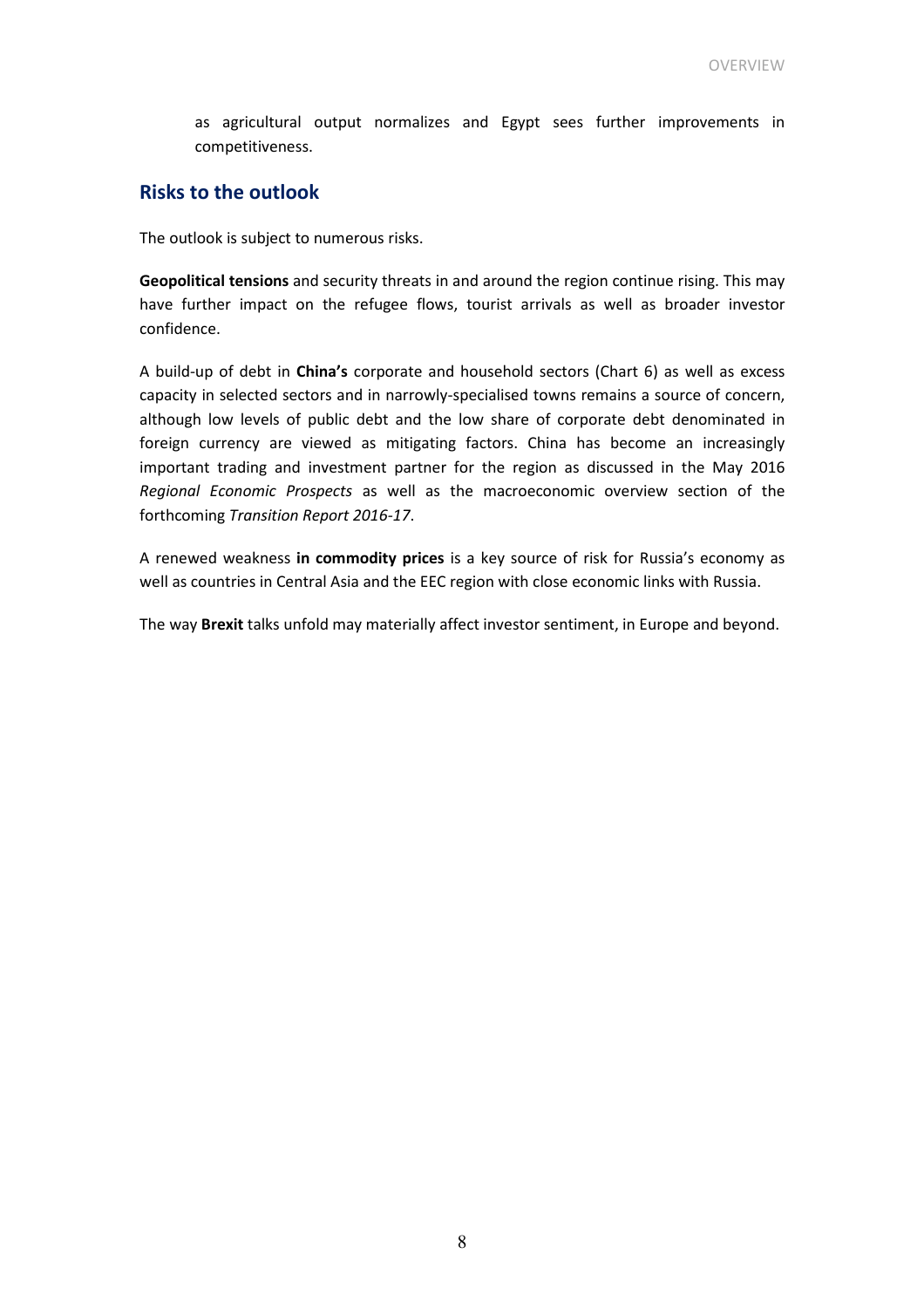as agricultural output normalizes and Egypt sees further improvements in competitiveness.

## Risks to the outlook

The outlook is subject to numerous risks.

**Geopolitical tensions** and security threats in and around the region continue rising. This may have further impact on the refugee flows, tourist arrivals as well as broader investor confidence.

A build-up of debt in **China's** corporate and household sectors (Chart 6) as well as excess capacity in selected sectors and in narrowly-specialised towns remains a source of concern, although low levels of public debt and the low share of corporate debt denominated in foreign currency are viewed as mitigating factors. China has become an increasingly important trading and investment partner for the region as discussed in the May 2016 *Regional Economic Prospects* as well as the macroeconomic overview section of the forthcoming *Transition Report 2016-17*.

A renewed weakness **in commodity prices** is a key source of risk for Russia's economy as well as countries in Central Asia and the EEC region with close economic links with Russia.

The way **Brexit** talks unfold may materially affect investor sentiment, in Europe and beyond.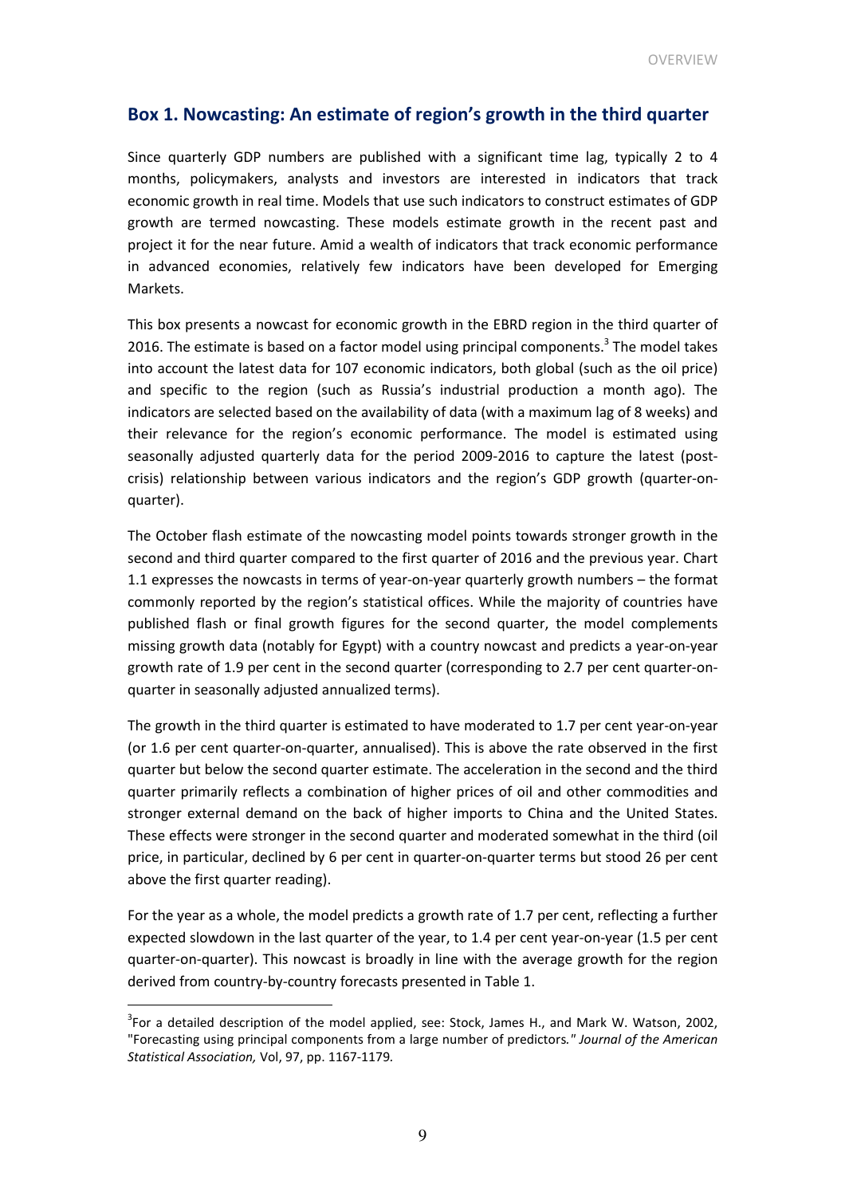## Box 1. Nowcasting: An estimate of region's growth in the third quarter

Since quarterly GDP numbers are published with a significant time lag, typically 2 to 4 months, policymakers, analysts and investors are interested in indicators that track economic growth in real time. Models that use such indicators to construct estimates of GDP growth are termed nowcasting. These models estimate growth in the recent past and project it for the near future. Amid a wealth of indicators that track economic performance in advanced economies, relatively few indicators have been developed for Emerging Markets.

This box presents a nowcast for economic growth in the EBRD region in the third quarter of 2016. The estimate is based on a factor model using principal components.[3] The model takes into account the latest data for 107 economic indicators, both global (such as the oil price) and specific to the region (such as Russia's industrial production a month ago). The indicators are selected based on the availability of data (with a maximum lag of 8 weeks) and their relevance for the region's economic performance. The model is estimated using seasonally adjusted quarterly data for the period 2009-2016 to capture the latest (post-crisis) relationship between various indicators and the region's GDP growth (quarter-on-quarter).

The October flash estimate of the nowcasting model points towards stronger growth in the second and third quarter compared to the first quarter of 2016 and the previous year. Chart 1.1 expresses the nowcasts in terms of year-on-year quarterly growth numbers – the format commonly reported by the region's statistical offices. While the majority of countries have published flash or final growth figures for the second quarter, the model complements missing growth data (notably for Egypt) with a country nowcast and predicts a year-on-year growth rate of 1.9 per cent in the second quarter (corresponding to 2.7 per cent quarter-on-quarter in seasonally adjusted annualized terms).

The growth in the third quarter is estimated to have moderated to 1.7 per cent year-on-year (or 1.6 per cent quarter-on-quarter, annualised). This is above the rate observed in the first quarter but below the second quarter estimate. The acceleration in the second and the third quarter primarily reflects a combination of higher prices of oil and other commodities and stronger external demand on the back of higher imports to China and the United States. These effects were stronger in the second quarter and moderated somewhat in the third (oil price, in particular, declined by 6 per cent in quarter-on-quarter terms but stood 26 per cent above the first quarter reading).

For the year as a whole, the model predicts a growth rate of 1.7 per cent, reflecting a further expected slowdown in the last quarter of the year, to 1.4 per cent year-on-year (1.5 per cent quarter-on-quarter). This nowcast is broadly in line with the average growth for the region derived from country-by-country forecasts presented in Table 1.

---

[3] For a detailed description of the model applied, see: Stock, James H., and Mark W. Watson, 2002, "Forecasting using principal components from a large number of predictors." *Journal of the American Statistical Association,* Vol, 97, pp. 1167-1179.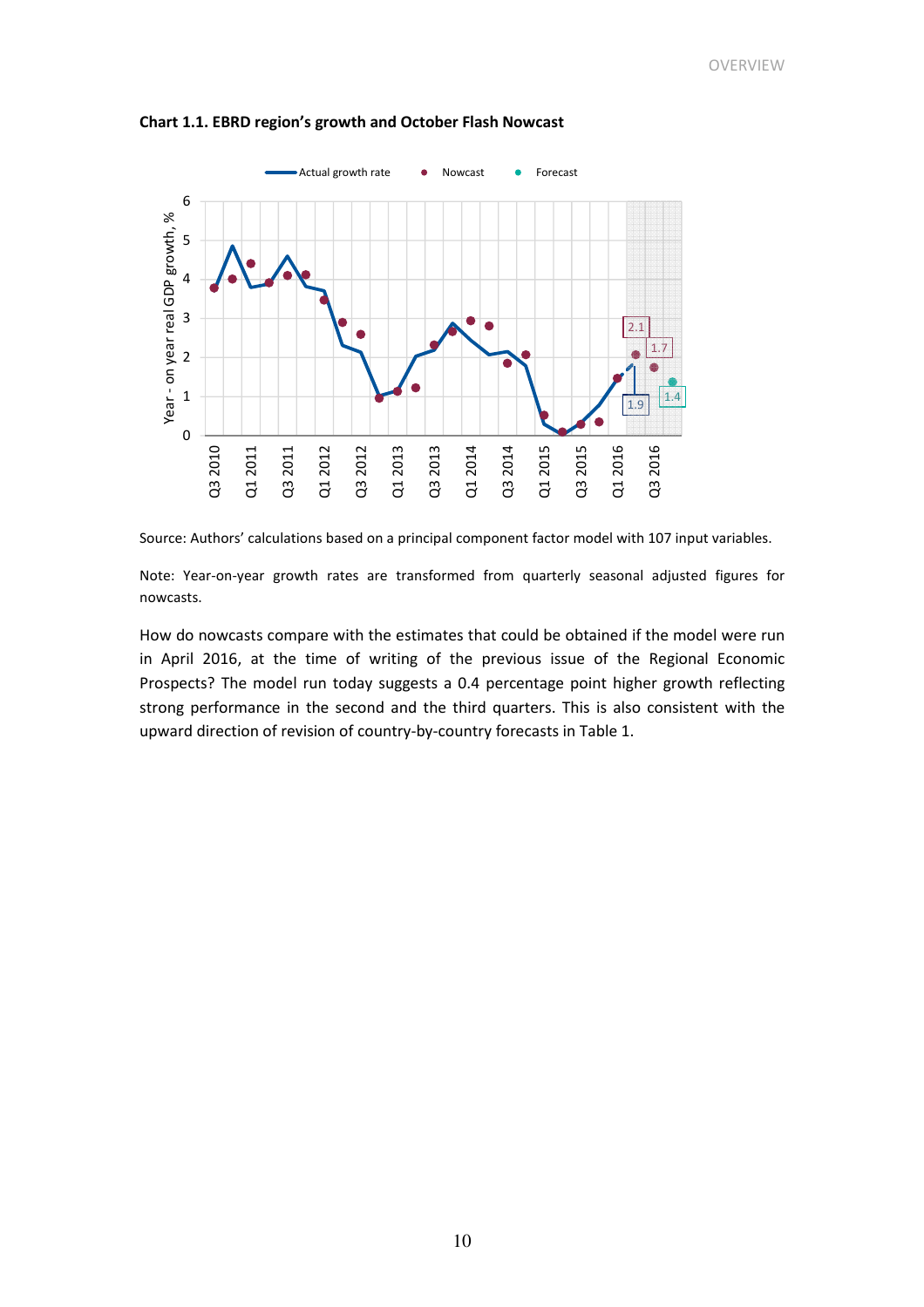**Chart 1.1. EBRD region's growth and October Flash Nowcast**

Source: Authors' calculations based on a principal component factor model with 107 input variables.

Note: Year-on-year growth rates are transformed from quarterly seasonal adjusted figures for nowcasts.

How do nowcasts compare with the estimates that could be obtained if the model were run in April 2016, at the time of writing of the previous issue of the Regional Economic Prospects? The model run today suggests a 0.4 percentage point higher growth reflecting strong performance in the second and the third quarters. This is also consistent with the upward direction of revision of country-by-country forecasts in Table 1.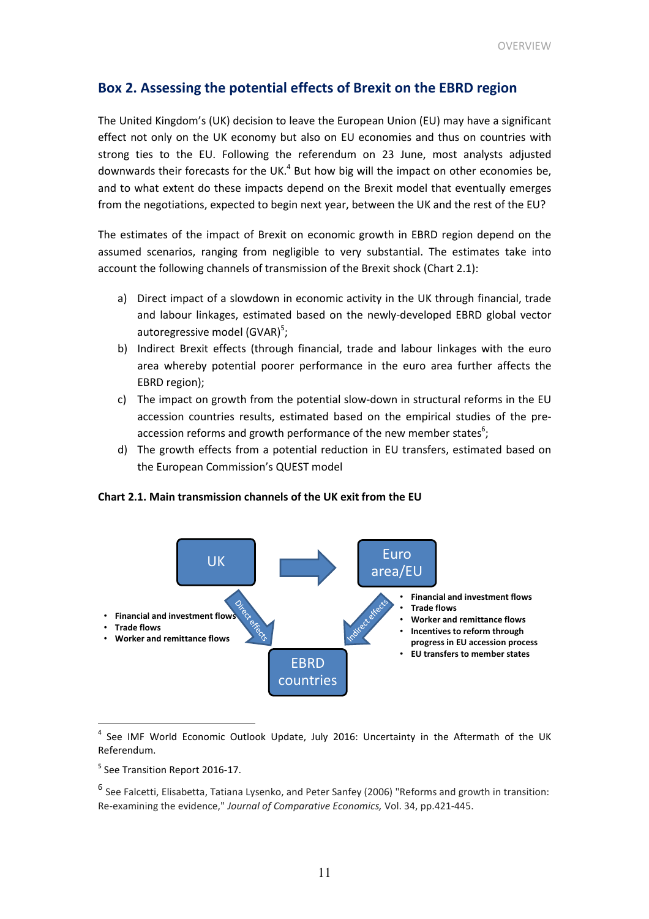## Box 2. Assessing the potential effects of Brexit on the EBRD region

The United Kingdom's (UK) decision to leave the European Union (EU) may have a significant effect not only on the UK economy but also on EU economies and thus on countries with strong ties to the EU. Following the referendum on 23 June, most analysts adjusted downwards their forecasts for the UK.[4] But how big will the impact on other economies be, and to what extent do these impacts depend on the Brexit model that eventually emerges from the negotiations, expected to begin next year, between the UK and the rest of the EU?

The estimates of the impact of Brexit on economic growth in EBRD region depend on the assumed scenarios, ranging from negligible to very substantial. The estimates take into account the following channels of transmission of the Brexit shock (Chart 2.1):

a) Direct impact of a slowdown in economic activity in the UK through financial, trade and labour linkages, estimated based on the newly-developed EBRD global vector autoregressive model (GVAR)[5];
b) Indirect Brexit effects (through financial, trade and labour linkages with the euro area whereby potential poorer performance in the euro area further affects the EBRD region);
c) The impact on growth from the potential slow-down in structural reforms in the EU accession countries results, estimated based on the empirical studies of the pre-accession reforms and growth performance of the new member states[6];
d) The growth effects from a potential reduction in EU transfers, estimated based on the European Commission's QUEST model

**Chart 2.1. Main transmission channels of the UK exit from the EU**

UK → Euro area/EU

UK → EBRD countries (Direct effects):
- Financial and investment flows
- Trade flows
- Worker and remittance flows

Euro area/EU → EBRD countries (Indirect effects):
- Financial and investment flows
- Trade flows
- Worker and remittance flows
- Incentives to reform through progress in EU accession process
- EU transfers to member states

---

[4] See IMF World Economic Outlook Update, July 2016: Uncertainty in the Aftermath of the UK Referendum.

[5] See Transition Report 2016-17.

[6] See Falcetti, Elisabetta, Tatiana Lysenko, and Peter Sanfey (2006) "Reforms and growth in transition: Re-examining the evidence," *Journal of Comparative Economics,* Vol. 34, pp.421-445.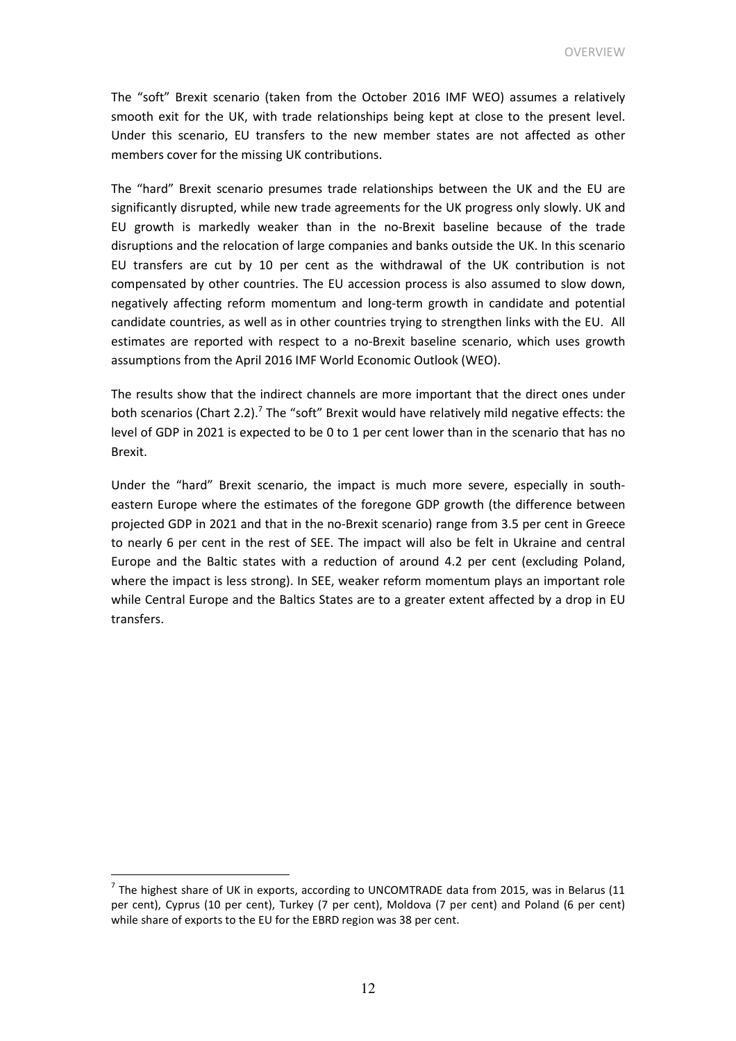The "soft" Brexit scenario (taken from the October 2016 IMF WEO) assumes a relatively smooth exit for the UK, with trade relationships being kept at close to the present level. Under this scenario, EU transfers to the new member states are not affected as other members cover for the missing UK contributions.

The "hard" Brexit scenario presumes trade relationships between the UK and the EU are significantly disrupted, while new trade agreements for the UK progress only slowly. UK and EU growth is markedly weaker than in the no-Brexit baseline because of the trade disruptions and the relocation of large companies and banks outside the UK. In this scenario EU transfers are cut by 10 per cent as the withdrawal of the UK contribution is not compensated by other countries. The EU accession process is also assumed to slow down, negatively affecting reform momentum and long-term growth in candidate and potential candidate countries, as well as in other countries trying to strengthen links with the EU. All estimates are reported with respect to a no-Brexit baseline scenario, which uses growth assumptions from the April 2016 IMF World Economic Outlook (WEO).

The results show that the indirect channels are more important that the direct ones under both scenarios (Chart 2.2).[7] The "soft" Brexit would have relatively mild negative effects: the level of GDP in 2021 is expected to be 0 to 1 per cent lower than in the scenario that has no Brexit.

Under the "hard" Brexit scenario, the impact is much more severe, especially in south-eastern Europe where the estimates of the foregone GDP growth (the difference between projected GDP in 2021 and that in the no-Brexit scenario) range from 3.5 per cent in Greece to nearly 6 per cent in the rest of SEE. The impact will also be felt in Ukraine and central Europe and the Baltic states with a reduction of around 4.2 per cent (excluding Poland, where the impact is less strong). In SEE, weaker reform momentum plays an important role while Central Europe and the Baltics States are to a greater extent affected by a drop in EU transfers.

[7] The highest share of UK in exports, according to UNCOMTRADE data from 2015, was in Belarus (11 per cent), Cyprus (10 per cent), Turkey (7 per cent), Moldova (7 per cent) and Poland (6 per cent) while share of exports to the EU for the EBRD region was 38 per cent.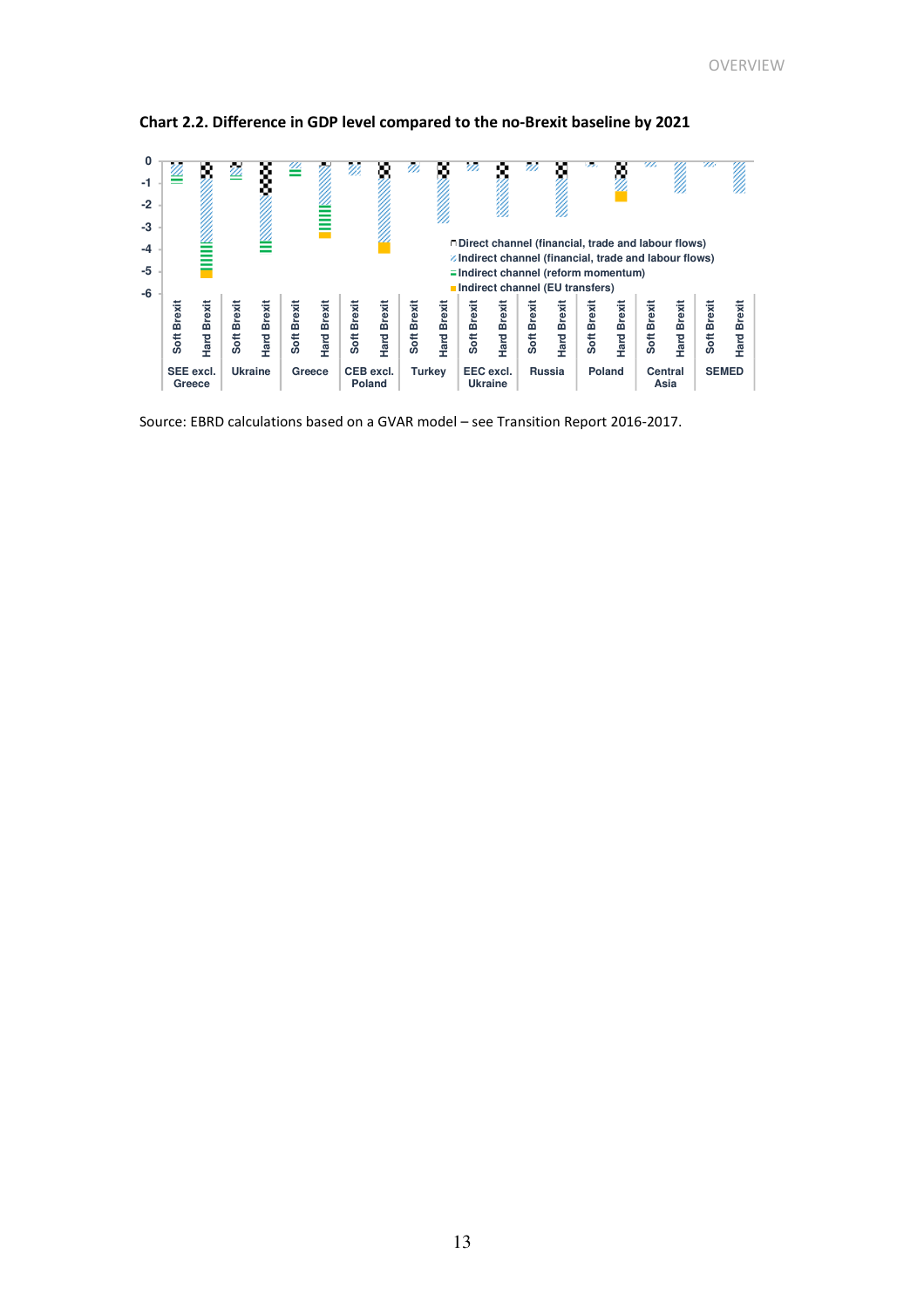**Chart 2.2. Difference in GDP level compared to the no-Brexit baseline by 2021**

Source: EBRD calculations based on a GVAR model – see Transition Report 2016-2017.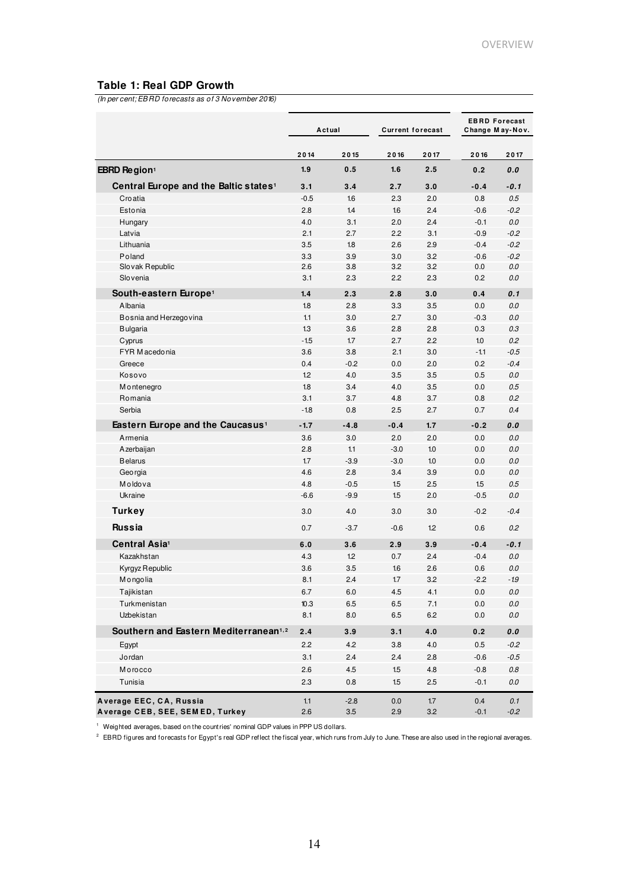### Table 1: Real GDP Growth

*(In per cent; EBRD forecasts as of 3 November 2016)*

| | Actual | | Current forecast | | EBRD Forecast Change May-Nov. | |
|---|---|---|---|---|---|---|
| | 2014 | 2015 | 2016 | 2017 | 2016 | 2017 |
| **EBRD Region**[1] | **1.9** | **0.5** | **1.6** | **2.5** | **0.2** | ***0.0*** |
| **Central Europe and the Baltic states**[1] | **3.1** | **3.4** | **2.7** | **3.0** | **-0.4** | ***-0.1*** |
| Croatia | -0.5 | 1.6 | 2.3 | 2.0 | 0.8 | *0.5* |
| Estonia | 2.8 | 1.4 | 1.6 | 2.4 | -0.6 | *-0.2* |
| Hungary | 4.0 | 3.1 | 2.0 | 2.4 | -0.1 | *0.0* |
| Latvia | 2.1 | 2.7 | 2.2 | 3.1 | -0.9 | *-0.2* |
| Lithuania | 3.5 | 1.8 | 2.6 | 2.9 | -0.4 | *-0.2* |
| Poland | 3.3 | 3.9 | 3.0 | 3.2 | -0.6 | *-0.2* |
| Slovak Republic | 2.6 | 3.8 | 3.2 | 3.2 | 0.0 | *0.0* |
| Slovenia | 3.1 | 2.3 | 2.2 | 2.3 | 0.2 | *0.0* |
| **South-eastern Europe**[1] | **1.4** | **2.3** | **2.8** | **3.0** | **0.4** | ***0.1*** |
| Albania | 1.8 | 2.8 | 3.3 | 3.5 | 0.0 | *0.0* |
| Bosnia and Herzegovina | 1.1 | 3.0 | 2.7 | 3.0 | -0.3 | *0.0* |
| Bulgaria | 1.3 | 3.6 | 2.8 | 2.8 | 0.3 | *0.3* |
| Cyprus | -1.5 | 1.7 | 2.7 | 2.2 | 1.0 | *0.2* |
| FYR Macedonia | 3.6 | 3.8 | 2.1 | 3.0 | -1.1 | *-0.5* |
| Greece | 0.4 | -0.2 | 0.0 | 2.0 | 0.2 | *-0.4* |
| Kosovo | 1.2 | 4.0 | 3.5 | 3.5 | 0.5 | *0.0* |
| Montenegro | 1.8 | 3.4 | 4.0 | 3.5 | 0.0 | *0.5* |
| Romania | 3.1 | 3.7 | 4.8 | 3.7 | 0.8 | *0.2* |
| Serbia | -1.8 | 0.8 | 2.5 | 2.7 | 0.7 | *0.4* |
| **Eastern Europe and the Caucasus**[1] | **-1.7** | **-4.8** | **-0.4** | **1.7** | **-0.2** | ***0.0*** |
| Armenia | 3.6 | 3.0 | 2.0 | 2.0 | 0.0 | *0.0* |
| Azerbaijan | 2.8 | 1.1 | -3.0 | 1.0 | 0.0 | *0.0* |
| Belarus | 1.7 | -3.9 | -3.0 | 1.0 | 0.0 | *0.0* |
| Georgia | 4.6 | 2.8 | 3.4 | 3.9 | 0.0 | *0.0* |
| Moldova | 4.8 | -0.5 | 1.5 | 2.5 | 1.5 | *0.5* |
| Ukraine | -6.6 | -9.9 | 1.5 | 2.0 | -0.5 | *0.0* |
| **Turkey** | 3.0 | 4.0 | 3.0 | 3.0 | -0.2 | *-0.4* |
| **Russia** | 0.7 | -3.7 | -0.6 | 1.2 | 0.6 | *0.2* |
| **Central Asia**[1] | **6.0** | **3.6** | **2.9** | **3.9** | **-0.4** | ***-0.1*** |
| Kazakhstan | 4.3 | 1.2 | 0.7 | 2.4 | -0.4 | *0.0* |
| Kyrgyz Republic | 3.6 | 3.5 | 1.6 | 2.6 | 0.6 | *0.0* |
| Mongolia | 8.1 | 2.4 | 1.7 | 3.2 | -2.2 | *-1.9* |
| Tajikistan | 6.7 | 6.0 | 4.5 | 4.1 | 0.0 | *0.0* |
| Turkmenistan | 10.3 | 6.5 | 6.5 | 7.1 | 0.0 | *0.0* |
| Uzbekistan | 8.1 | 8.0 | 6.5 | 6.2 | 0.0 | *0.0* |
| **Southern and Eastern Mediterranean**[1,2] | **2.4** | **3.9** | **3.1** | **4.0** | **0.2** | ***0.0*** |
| Egypt | 2.2 | 4.2 | 3.8 | 4.0 | 0.5 | *-0.2* |
| Jordan | 3.1 | 2.4 | 2.4 | 2.8 | -0.6 | *-0.5* |
| Morocco | 2.6 | 4.5 | 1.5 | 4.8 | -0.8 | *0.8* |
| Tunisia | 2.3 | 0.8 | 1.5 | 2.5 | -0.1 | *0.0* |
| **Average EEC, CA, Russia** | 1.1 | -2.8 | 0.0 | 1.7 | 0.4 | *0.1* |
| **Average CEB, SEE, SEMED, Turkey** | 2.6 | 3.5 | 2.9 | 3.2 | -0.1 | *-0.2* |

[1] Weighted averages, based on the countries' nominal GDP values in PPP US dollars.

[2] EBRD figures and forecasts for Egypt's real GDP reflect the fiscal year, which runs from July to June. These are also used in the regional averages.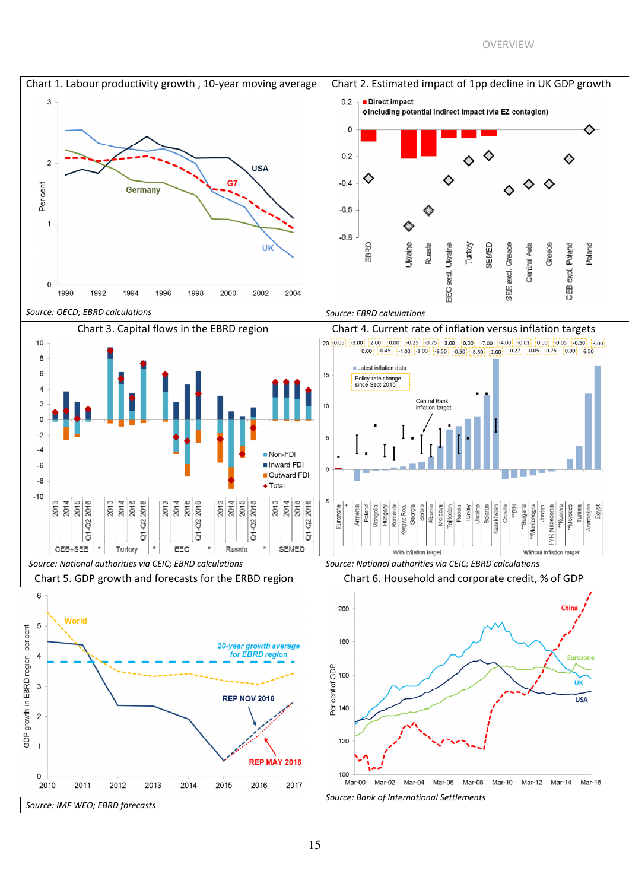## Chart 1. Labour productivity growth , 10-year moving average

*Source: OECD; EBRD calculations*

## Chart 2. Estimated impact of 1pp decline in UK GDP growth

*Source: EBRD calculations*

## Chart 3. Capital flows in the EBRD region

*Source: National authorities via CEIC; EBRD calculations*

## Chart 4. Current rate of inflation versus inflation targets

*Source: National authorities via CEIC; EBRD calculations*

## Chart 5. GDP growth and forecasts for the ERBD region

*Source: IMF WEO; EBRD forecasts*

## Chart 6. Household and corporate credit, % of GDP

*Source: Bank of International Settlements*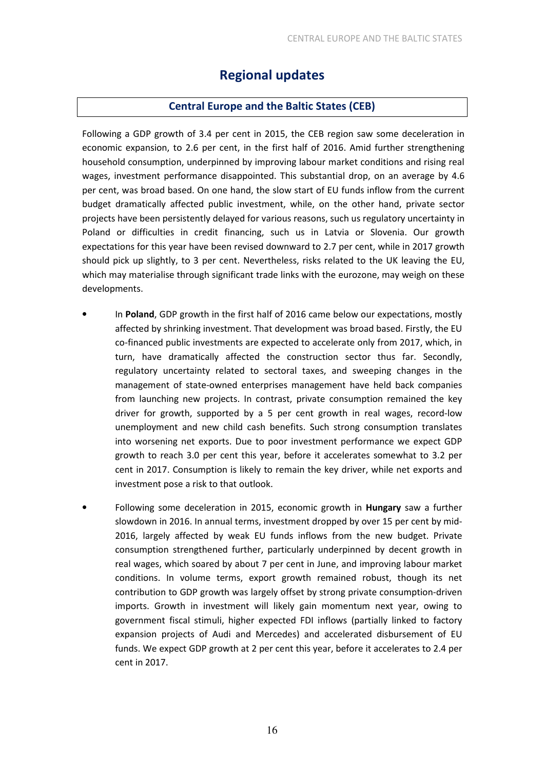# Regional updates

## Central Europe and the Baltic States (CEB)

Following a GDP growth of 3.4 per cent in 2015, the CEB region saw some deceleration in economic expansion, to 2.6 per cent, in the first half of 2016. Amid further strengthening household consumption, underpinned by improving labour market conditions and rising real wages, investment performance disappointed. This substantial drop, on an average by 4.6 per cent, was broad based. On one hand, the slow start of EU funds inflow from the current budget dramatically affected public investment, while, on the other hand, private sector projects have been persistently delayed for various reasons, such us regulatory uncertainty in Poland or difficulties in credit financing, such us in Latvia or Slovenia. Our growth expectations for this year have been revised downward to 2.7 per cent, while in 2017 growth should pick up slightly, to 3 per cent. Nevertheless, risks related to the UK leaving the EU, which may materialise through significant trade links with the eurozone, may weigh on these developments.

- In **Poland**, GDP growth in the first half of 2016 came below our expectations, mostly affected by shrinking investment. That development was broad based. Firstly, the EU co-financed public investments are expected to accelerate only from 2017, which, in turn, have dramatically affected the construction sector thus far. Secondly, regulatory uncertainty related to sectoral taxes, and sweeping changes in the management of state-owned enterprises management have held back companies from launching new projects. In contrast, private consumption remained the key driver for growth, supported by a 5 per cent growth in real wages, record-low unemployment and new child cash benefits. Such strong consumption translates into worsening net exports. Due to poor investment performance we expect GDP growth to reach 3.0 per cent this year, before it accelerates somewhat to 3.2 per cent in 2017. Consumption is likely to remain the key driver, while net exports and investment pose a risk to that outlook.

- Following some deceleration in 2015, economic growth in **Hungary** saw a further slowdown in 2016. In annual terms, investment dropped by over 15 per cent by mid-2016, largely affected by weak EU funds inflows from the new budget. Private consumption strengthened further, particularly underpinned by decent growth in real wages, which soared by about 7 per cent in June, and improving labour market conditions. In volume terms, export growth remained robust, though its net contribution to GDP growth was largely offset by strong private consumption-driven imports. Growth in investment will likely gain momentum next year, owing to government fiscal stimuli, higher expected FDI inflows (partially linked to factory expansion projects of Audi and Mercedes) and accelerated disbursement of EU funds. We expect GDP growth at 2 per cent this year, before it accelerates to 2.4 per cent in 2017.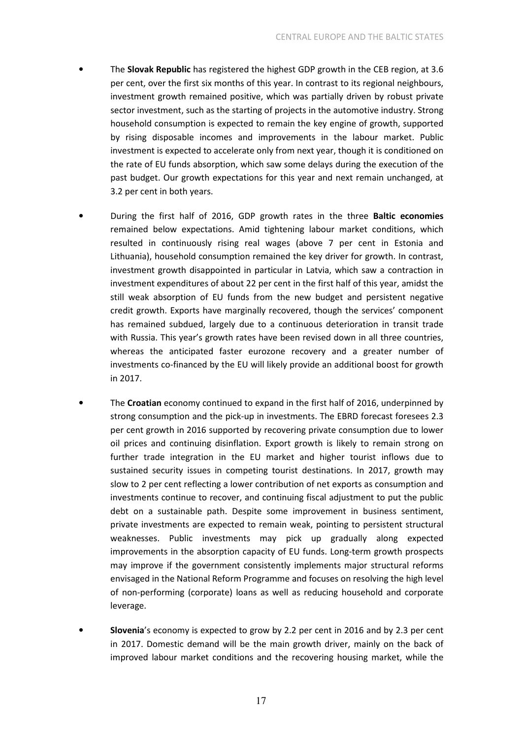- The **Slovak Republic** has registered the highest GDP growth in the CEB region, at 3.6 per cent, over the first six months of this year. In contrast to its regional neighbours, investment growth remained positive, which was partially driven by robust private sector investment, such as the starting of projects in the automotive industry. Strong household consumption is expected to remain the key engine of growth, supported by rising disposable incomes and improvements in the labour market. Public investment is expected to accelerate only from next year, though it is conditioned on the rate of EU funds absorption, which saw some delays during the execution of the past budget. Our growth expectations for this year and next remain unchanged, at 3.2 per cent in both years.

- During the first half of 2016, GDP growth rates in the three **Baltic economies** remained below expectations. Amid tightening labour market conditions, which resulted in continuously rising real wages (above 7 per cent in Estonia and Lithuania), household consumption remained the key driver for growth. In contrast, investment growth disappointed in particular in Latvia, which saw a contraction in investment expenditures of about 22 per cent in the first half of this year, amidst the still weak absorption of EU funds from the new budget and persistent negative credit growth. Exports have marginally recovered, though the services' component has remained subdued, largely due to a continuous deterioration in transit trade with Russia. This year's growth rates have been revised down in all three countries, whereas the anticipated faster eurozone recovery and a greater number of investments co-financed by the EU will likely provide an additional boost for growth in 2017.

- The **Croatian** economy continued to expand in the first half of 2016, underpinned by strong consumption and the pick-up in investments. The EBRD forecast foresees 2.3 per cent growth in 2016 supported by recovering private consumption due to lower oil prices and continuing disinflation. Export growth is likely to remain strong on further trade integration in the EU market and higher tourist inflows due to sustained security issues in competing tourist destinations. In 2017, growth may slow to 2 per cent reflecting a lower contribution of net exports as consumption and investments continue to recover, and continuing fiscal adjustment to put the public debt on a sustainable path. Despite some improvement in business sentiment, private investments are expected to remain weak, pointing to persistent structural weaknesses. Public investments may pick up gradually along expected improvements in the absorption capacity of EU funds. Long-term growth prospects may improve if the government consistently implements major structural reforms envisaged in the National Reform Programme and focuses on resolving the high level of non-performing (corporate) loans as well as reducing household and corporate leverage.

- **Slovenia**'s economy is expected to grow by 2.2 per cent in 2016 and by 2.3 per cent in 2017. Domestic demand will be the main growth driver, mainly on the back of improved labour market conditions and the recovering housing market, while the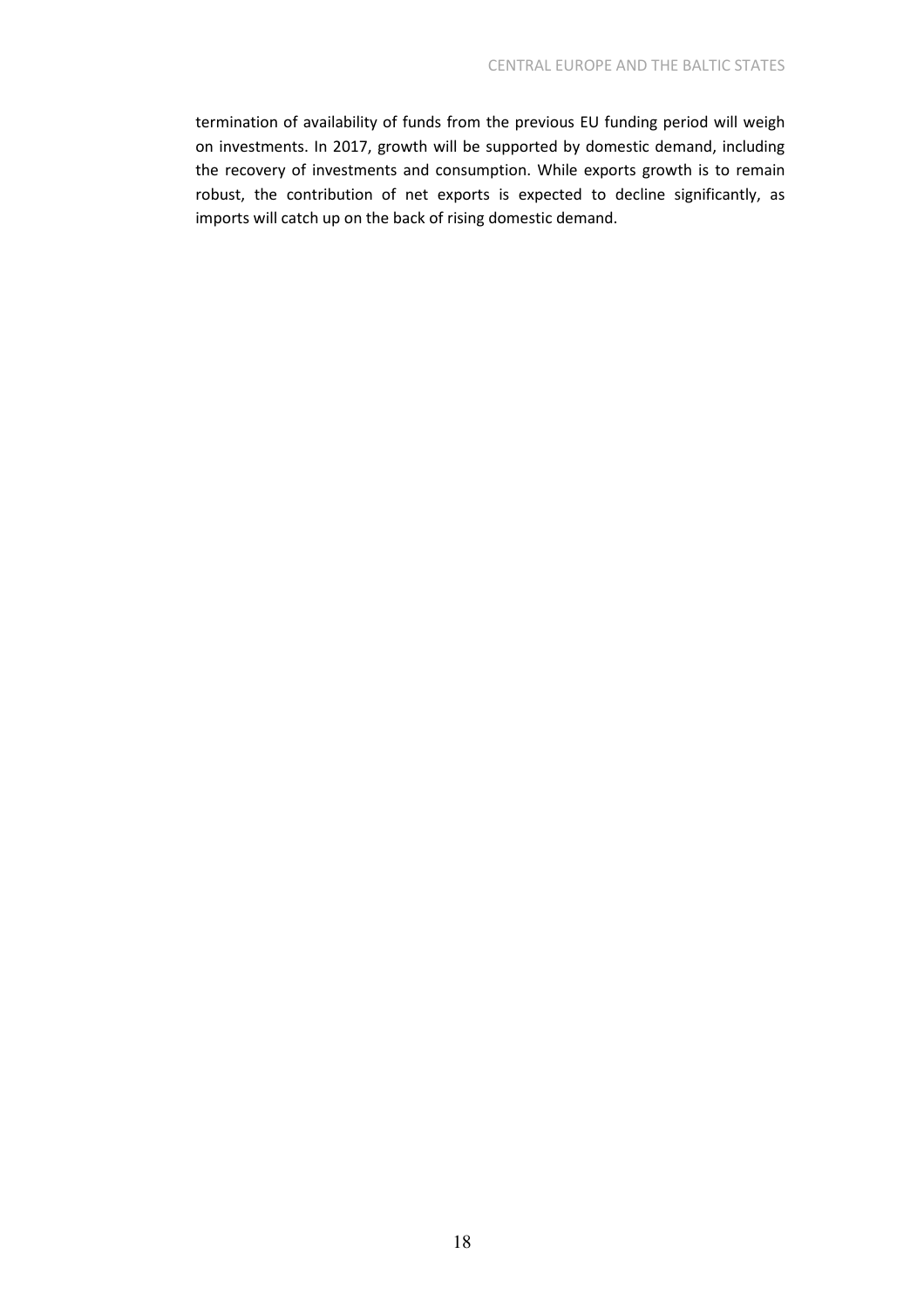termination of availability of funds from the previous EU funding period will weigh on investments. In 2017, growth will be supported by domestic demand, including the recovery of investments and consumption. While exports growth is to remain robust, the contribution of net exports is expected to decline significantly, as imports will catch up on the back of rising domestic demand.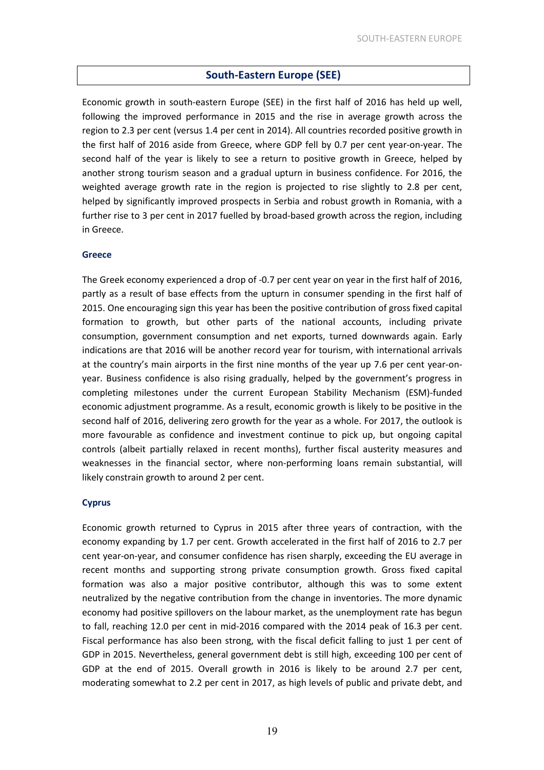## South-Eastern Europe (SEE)

Economic growth in south-eastern Europe (SEE) in the first half of 2016 has held up well, following the improved performance in 2015 and the rise in average growth across the region to 2.3 per cent (versus 1.4 per cent in 2014). All countries recorded positive growth in the first half of 2016 aside from Greece, where GDP fell by 0.7 per cent year-on-year. The second half of the year is likely to see a return to positive growth in Greece, helped by another strong tourism season and a gradual upturn in business confidence. For 2016, the weighted average growth rate in the region is projected to rise slightly to 2.8 per cent, helped by significantly improved prospects in Serbia and robust growth in Romania, with a further rise to 3 per cent in 2017 fuelled by broad-based growth across the region, including in Greece.

### Greece

The Greek economy experienced a drop of -0.7 per cent year on year in the first half of 2016, partly as a result of base effects from the upturn in consumer spending in the first half of 2015. One encouraging sign this year has been the positive contribution of gross fixed capital formation to growth, but other parts of the national accounts, including private consumption, government consumption and net exports, turned downwards again. Early indications are that 2016 will be another record year for tourism, with international arrivals at the country's main airports in the first nine months of the year up 7.6 per cent year-on-year. Business confidence is also rising gradually, helped by the government's progress in completing milestones under the current European Stability Mechanism (ESM)-funded economic adjustment programme. As a result, economic growth is likely to be positive in the second half of 2016, delivering zero growth for the year as a whole. For 2017, the outlook is more favourable as confidence and investment continue to pick up, but ongoing capital controls (albeit partially relaxed in recent months), further fiscal austerity measures and weaknesses in the financial sector, where non-performing loans remain substantial, will likely constrain growth to around 2 per cent.

### Cyprus

Economic growth returned to Cyprus in 2015 after three years of contraction, with the economy expanding by 1.7 per cent. Growth accelerated in the first half of 2016 to 2.7 per cent year-on-year, and consumer confidence has risen sharply, exceeding the EU average in recent months and supporting strong private consumption growth. Gross fixed capital formation was also a major positive contributor, although this was to some extent neutralized by the negative contribution from the change in inventories. The more dynamic economy had positive spillovers on the labour market, as the unemployment rate has begun to fall, reaching 12.0 per cent in mid-2016 compared with the 2014 peak of 16.3 per cent. Fiscal performance has also been strong, with the fiscal deficit falling to just 1 per cent of GDP in 2015. Nevertheless, general government debt is still high, exceeding 100 per cent of GDP at the end of 2015. Overall growth in 2016 is likely to be around 2.7 per cent, moderating somewhat to 2.2 per cent in 2017, as high levels of public and private debt, and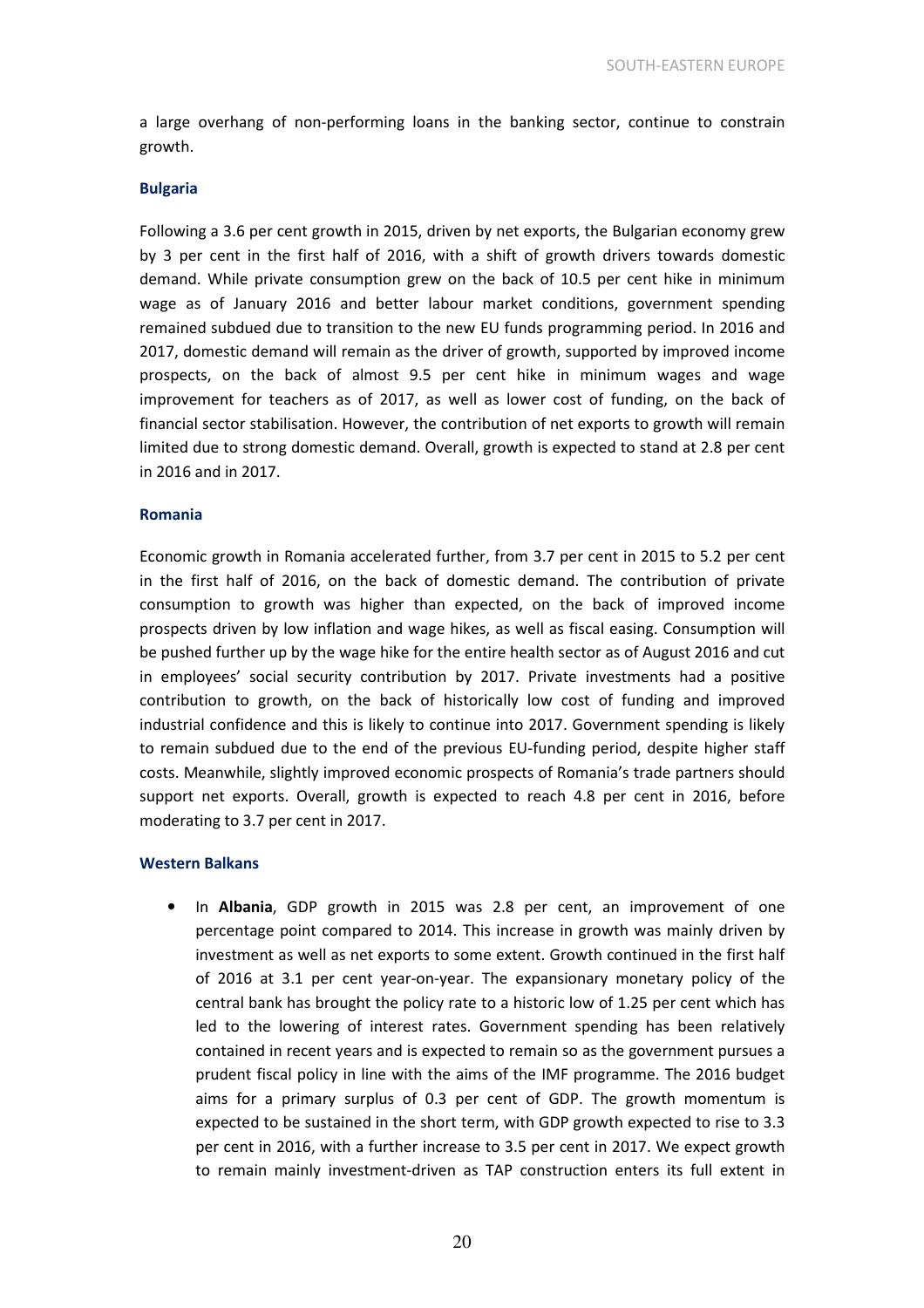a large overhang of non-performing loans in the banking sector, continue to constrain growth.

### Bulgaria

Following a 3.6 per cent growth in 2015, driven by net exports, the Bulgarian economy grew by 3 per cent in the first half of 2016, with a shift of growth drivers towards domestic demand. While private consumption grew on the back of 10.5 per cent hike in minimum wage as of January 2016 and better labour market conditions, government spending remained subdued due to transition to the new EU funds programming period. In 2016 and 2017, domestic demand will remain as the driver of growth, supported by improved income prospects, on the back of almost 9.5 per cent hike in minimum wages and wage improvement for teachers as of 2017, as well as lower cost of funding, on the back of financial sector stabilisation. However, the contribution of net exports to growth will remain limited due to strong domestic demand. Overall, growth is expected to stand at 2.8 per cent in 2016 and in 2017.

### Romania

Economic growth in Romania accelerated further, from 3.7 per cent in 2015 to 5.2 per cent in the first half of 2016, on the back of domestic demand. The contribution of private consumption to growth was higher than expected, on the back of improved income prospects driven by low inflation and wage hikes, as well as fiscal easing. Consumption will be pushed further up by the wage hike for the entire health sector as of August 2016 and cut in employees' social security contribution by 2017. Private investments had a positive contribution to growth, on the back of historically low cost of funding and improved industrial confidence and this is likely to continue into 2017. Government spending is likely to remain subdued due to the end of the previous EU-funding period, despite higher staff costs. Meanwhile, slightly improved economic prospects of Romania's trade partners should support net exports. Overall, growth is expected to reach 4.8 per cent in 2016, before moderating to 3.7 per cent in 2017.

### Western Balkans

- In **Albania**, GDP growth in 2015 was 2.8 per cent, an improvement of one percentage point compared to 2014. This increase in growth was mainly driven by investment as well as net exports to some extent. Growth continued in the first half of 2016 at 3.1 per cent year-on-year. The expansionary monetary policy of the central bank has brought the policy rate to a historic low of 1.25 per cent which has led to the lowering of interest rates. Government spending has been relatively contained in recent years and is expected to remain so as the government pursues a prudent fiscal policy in line with the aims of the IMF programme. The 2016 budget aims for a primary surplus of 0.3 per cent of GDP. The growth momentum is expected to be sustained in the short term, with GDP growth expected to rise to 3.3 per cent in 2016, with a further increase to 3.5 per cent in 2017. We expect growth to remain mainly investment-driven as TAP construction enters its full extent in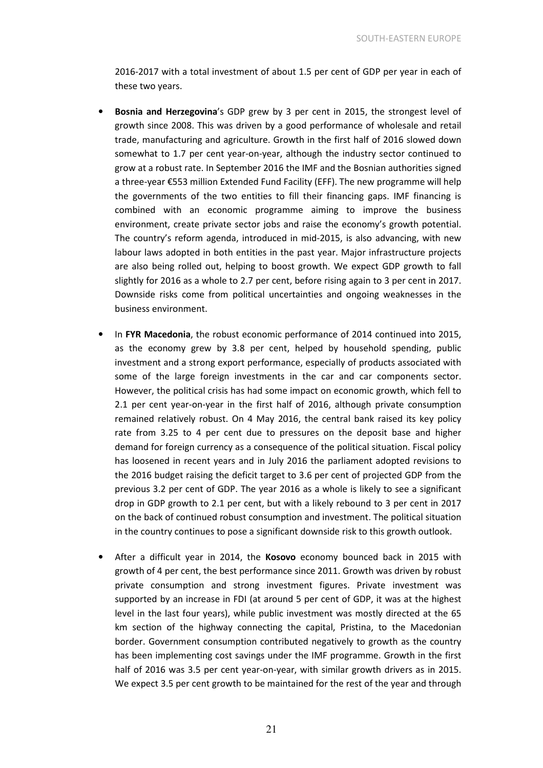2016-2017 with a total investment of about 1.5 per cent of GDP per year in each of these two years.

- **Bosnia and Herzegovina**'s GDP grew by 3 per cent in 2015, the strongest level of growth since 2008. This was driven by a good performance of wholesale and retail trade, manufacturing and agriculture. Growth in the first half of 2016 slowed down somewhat to 1.7 per cent year-on-year, although the industry sector continued to grow at a robust rate. In September 2016 the IMF and the Bosnian authorities signed a three-year €553 million Extended Fund Facility (EFF). The new programme will help the governments of the two entities to fill their financing gaps. IMF financing is combined with an economic programme aiming to improve the business environment, create private sector jobs and raise the economy's growth potential. The country's reform agenda, introduced in mid-2015, is also advancing, with new labour laws adopted in both entities in the past year. Major infrastructure projects are also being rolled out, helping to boost growth. We expect GDP growth to fall slightly for 2016 as a whole to 2.7 per cent, before rising again to 3 per cent in 2017. Downside risks come from political uncertainties and ongoing weaknesses in the business environment.

- In **FYR Macedonia**, the robust economic performance of 2014 continued into 2015, as the economy grew by 3.8 per cent, helped by household spending, public investment and a strong export performance, especially of products associated with some of the large foreign investments in the car and car components sector. However, the political crisis has had some impact on economic growth, which fell to 2.1 per cent year-on-year in the first half of 2016, although private consumption remained relatively robust. On 4 May 2016, the central bank raised its key policy rate from 3.25 to 4 per cent due to pressures on the deposit base and higher demand for foreign currency as a consequence of the political situation. Fiscal policy has loosened in recent years and in July 2016 the parliament adopted revisions to the 2016 budget raising the deficit target to 3.6 per cent of projected GDP from the previous 3.2 per cent of GDP. The year 2016 as a whole is likely to see a significant drop in GDP growth to 2.1 per cent, but with a likely rebound to 3 per cent in 2017 on the back of continued robust consumption and investment. The political situation in the country continues to pose a significant downside risk to this growth outlook.

- After a difficult year in 2014, the **Kosovo** economy bounced back in 2015 with growth of 4 per cent, the best performance since 2011. Growth was driven by robust private consumption and strong investment figures. Private investment was supported by an increase in FDI (at around 5 per cent of GDP, it was at the highest level in the last four years), while public investment was mostly directed at the 65 km section of the highway connecting the capital, Pristina, to the Macedonian border. Government consumption contributed negatively to growth as the country has been implementing cost savings under the IMF programme. Growth in the first half of 2016 was 3.5 per cent year-on-year, with similar growth drivers as in 2015. We expect 3.5 per cent growth to be maintained for the rest of the year and through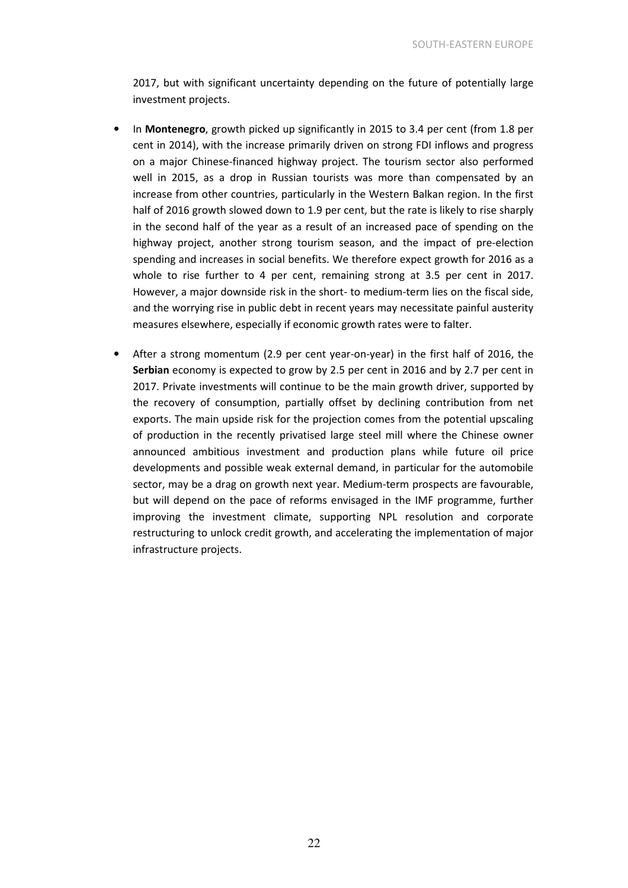2017, but with significant uncertainty depending on the future of potentially large investment projects.

- In **Montenegro**, growth picked up significantly in 2015 to 3.4 per cent (from 1.8 per cent in 2014), with the increase primarily driven on strong FDI inflows and progress on a major Chinese-financed highway project. The tourism sector also performed well in 2015, as a drop in Russian tourists was more than compensated by an increase from other countries, particularly in the Western Balkan region. In the first half of 2016 growth slowed down to 1.9 per cent, but the rate is likely to rise sharply in the second half of the year as a result of an increased pace of spending on the highway project, another strong tourism season, and the impact of pre-election spending and increases in social benefits. We therefore expect growth for 2016 as a whole to rise further to 4 per cent, remaining strong at 3.5 per cent in 2017. However, a major downside risk in the short- to medium-term lies on the fiscal side, and the worrying rise in public debt in recent years may necessitate painful austerity measures elsewhere, especially if economic growth rates were to falter.

- After a strong momentum (2.9 per cent year-on-year) in the first half of 2016, the **Serbian** economy is expected to grow by 2.5 per cent in 2016 and by 2.7 per cent in 2017. Private investments will continue to be the main growth driver, supported by the recovery of consumption, partially offset by declining contribution from net exports. The main upside risk for the projection comes from the potential upscaling of production in the recently privatised large steel mill where the Chinese owner announced ambitious investment and production plans while future oil price developments and possible weak external demand, in particular for the automobile sector, may be a drag on growth next year. Medium-term prospects are favourable, but will depend on the pace of reforms envisaged in the IMF programme, further improving the investment climate, supporting NPL resolution and corporate restructuring to unlock credit growth, and accelerating the implementation of major infrastructure projects.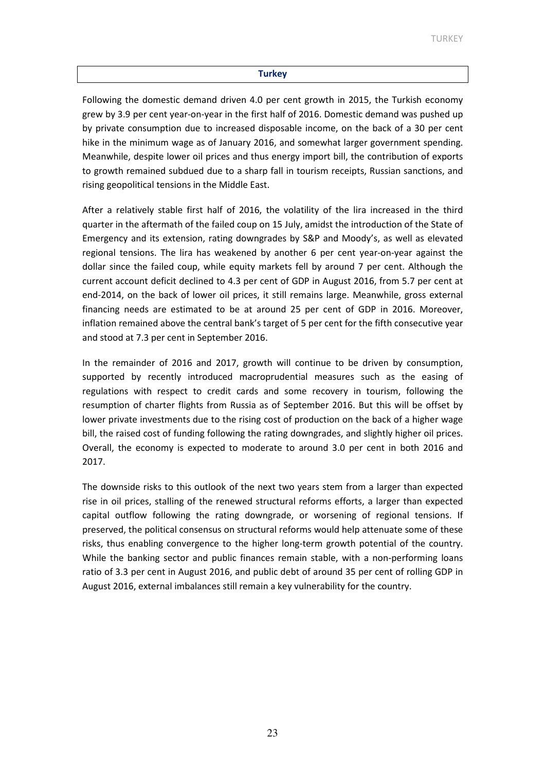## Turkey

Following the domestic demand driven 4.0 per cent growth in 2015, the Turkish economy grew by 3.9 per cent year-on-year in the first half of 2016. Domestic demand was pushed up by private consumption due to increased disposable income, on the back of a 30 per cent hike in the minimum wage as of January 2016, and somewhat larger government spending. Meanwhile, despite lower oil prices and thus energy import bill, the contribution of exports to growth remained subdued due to a sharp fall in tourism receipts, Russian sanctions, and rising geopolitical tensions in the Middle East.

After a relatively stable first half of 2016, the volatility of the lira increased in the third quarter in the aftermath of the failed coup on 15 July, amidst the introduction of the State of Emergency and its extension, rating downgrades by S&P and Moody's, as well as elevated regional tensions. The lira has weakened by another 6 per cent year-on-year against the dollar since the failed coup, while equity markets fell by around 7 per cent. Although the current account deficit declined to 4.3 per cent of GDP in August 2016, from 5.7 per cent at end-2014, on the back of lower oil prices, it still remains large. Meanwhile, gross external financing needs are estimated to be at around 25 per cent of GDP in 2016. Moreover, inflation remained above the central bank's target of 5 per cent for the fifth consecutive year and stood at 7.3 per cent in September 2016.

In the remainder of 2016 and 2017, growth will continue to be driven by consumption, supported by recently introduced macroprudential measures such as the easing of regulations with respect to credit cards and some recovery in tourism, following the resumption of charter flights from Russia as of September 2016. But this will be offset by lower private investments due to the rising cost of production on the back of a higher wage bill, the raised cost of funding following the rating downgrades, and slightly higher oil prices. Overall, the economy is expected to moderate to around 3.0 per cent in both 2016 and 2017.

The downside risks to this outlook of the next two years stem from a larger than expected rise in oil prices, stalling of the renewed structural reforms efforts, a larger than expected capital outflow following the rating downgrade, or worsening of regional tensions. If preserved, the political consensus on structural reforms would help attenuate some of these risks, thus enabling convergence to the higher long-term growth potential of the country. While the banking sector and public finances remain stable, with a non-performing loans ratio of 3.3 per cent in August 2016, and public debt of around 35 per cent of rolling GDP in August 2016, external imbalances still remain a key vulnerability for the country.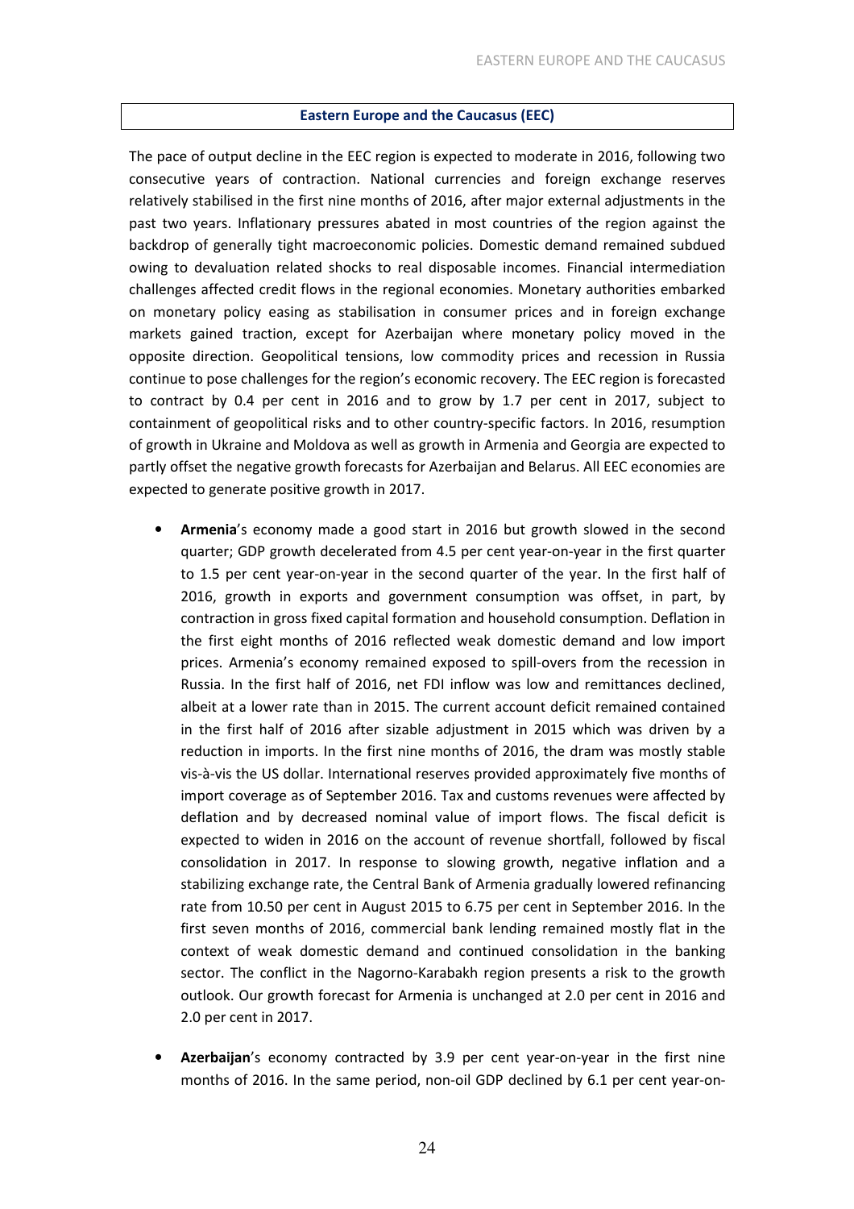## Eastern Europe and the Caucasus (EEC)

The pace of output decline in the EEC region is expected to moderate in 2016, following two consecutive years of contraction. National currencies and foreign exchange reserves relatively stabilised in the first nine months of 2016, after major external adjustments in the past two years. Inflationary pressures abated in most countries of the region against the backdrop of generally tight macroeconomic policies. Domestic demand remained subdued owing to devaluation related shocks to real disposable incomes. Financial intermediation challenges affected credit flows in the regional economies. Monetary authorities embarked on monetary policy easing as stabilisation in consumer prices and in foreign exchange markets gained traction, except for Azerbaijan where monetary policy moved in the opposite direction. Geopolitical tensions, low commodity prices and recession in Russia continue to pose challenges for the region's economic recovery. The EEC region is forecasted to contract by 0.4 per cent in 2016 and to grow by 1.7 per cent in 2017, subject to containment of geopolitical risks and to other country-specific factors. In 2016, resumption of growth in Ukraine and Moldova as well as growth in Armenia and Georgia are expected to partly offset the negative growth forecasts for Azerbaijan and Belarus. All EEC economies are expected to generate positive growth in 2017.

- **Armenia**'s economy made a good start in 2016 but growth slowed in the second quarter; GDP growth decelerated from 4.5 per cent year-on-year in the first quarter to 1.5 per cent year-on-year in the second quarter of the year. In the first half of 2016, growth in exports and government consumption was offset, in part, by contraction in gross fixed capital formation and household consumption. Deflation in the first eight months of 2016 reflected weak domestic demand and low import prices. Armenia's economy remained exposed to spill-overs from the recession in Russia. In the first half of 2016, net FDI inflow was low and remittances declined, albeit at a lower rate than in 2015. The current account deficit remained contained in the first half of 2016 after sizable adjustment in 2015 which was driven by a reduction in imports. In the first nine months of 2016, the dram was mostly stable vis-à-vis the US dollar. International reserves provided approximately five months of import coverage as of September 2016. Tax and customs revenues were affected by deflation and by decreased nominal value of import flows. The fiscal deficit is expected to widen in 2016 on the account of revenue shortfall, followed by fiscal consolidation in 2017. In response to slowing growth, negative inflation and a stabilizing exchange rate, the Central Bank of Armenia gradually lowered refinancing rate from 10.50 per cent in August 2015 to 6.75 per cent in September 2016. In the first seven months of 2016, commercial bank lending remained mostly flat in the context of weak domestic demand and continued consolidation in the banking sector. The conflict in the Nagorno-Karabakh region presents a risk to the growth outlook. Our growth forecast for Armenia is unchanged at 2.0 per cent in 2016 and 2.0 per cent in 2017.

- **Azerbaijan**'s economy contracted by 3.9 per cent year-on-year in the first nine months of 2016. In the same period, non-oil GDP declined by 6.1 per cent year-on-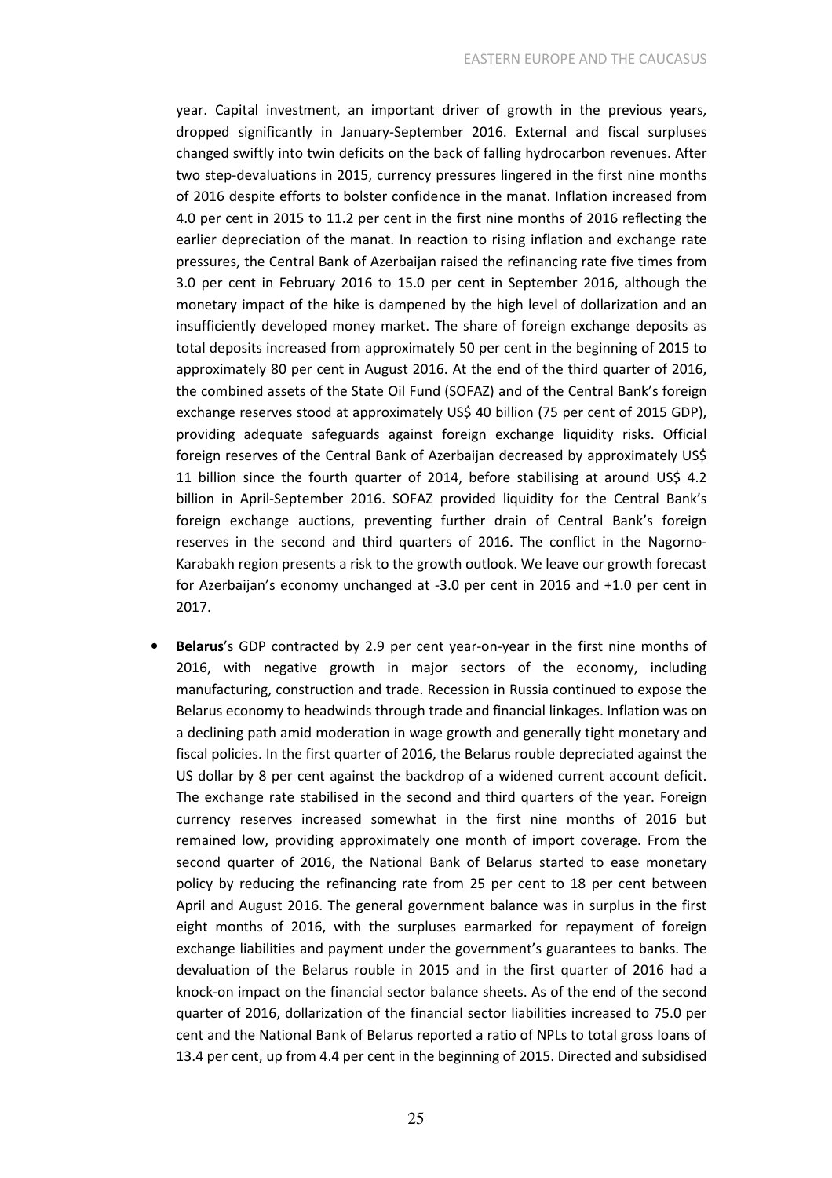year. Capital investment, an important driver of growth in the previous years, dropped significantly in January-September 2016. External and fiscal surpluses changed swiftly into twin deficits on the back of falling hydrocarbon revenues. After two step-devaluations in 2015, currency pressures lingered in the first nine months of 2016 despite efforts to bolster confidence in the manat. Inflation increased from 4.0 per cent in 2015 to 11.2 per cent in the first nine months of 2016 reflecting the earlier depreciation of the manat. In reaction to rising inflation and exchange rate pressures, the Central Bank of Azerbaijan raised the refinancing rate five times from 3.0 per cent in February 2016 to 15.0 per cent in September 2016, although the monetary impact of the hike is dampened by the high level of dollarization and an insufficiently developed money market. The share of foreign exchange deposits as total deposits increased from approximately 50 per cent in the beginning of 2015 to approximately 80 per cent in August 2016. At the end of the third quarter of 2016, the combined assets of the State Oil Fund (SOFAZ) and of the Central Bank's foreign exchange reserves stood at approximately US$ 40 billion (75 per cent of 2015 GDP), providing adequate safeguards against foreign exchange liquidity risks. Official foreign reserves of the Central Bank of Azerbaijan decreased by approximately US$ 11 billion since the fourth quarter of 2014, before stabilising at around US$ 4.2 billion in April-September 2016. SOFAZ provided liquidity for the Central Bank's foreign exchange auctions, preventing further drain of Central Bank's foreign reserves in the second and third quarters of 2016. The conflict in the Nagorno-Karabakh region presents a risk to the growth outlook. We leave our growth forecast for Azerbaijan's economy unchanged at -3.0 per cent in 2016 and +1.0 per cent in 2017.

- **Belarus**'s GDP contracted by 2.9 per cent year-on-year in the first nine months of 2016, with negative growth in major sectors of the economy, including manufacturing, construction and trade. Recession in Russia continued to expose the Belarus economy to headwinds through trade and financial linkages. Inflation was on a declining path amid moderation in wage growth and generally tight monetary and fiscal policies. In the first quarter of 2016, the Belarus rouble depreciated against the US dollar by 8 per cent against the backdrop of a widened current account deficit. The exchange rate stabilised in the second and third quarters of the year. Foreign currency reserves increased somewhat in the first nine months of 2016 but remained low, providing approximately one month of import coverage. From the second quarter of 2016, the National Bank of Belarus started to ease monetary policy by reducing the refinancing rate from 25 per cent to 18 per cent between April and August 2016. The general government balance was in surplus in the first eight months of 2016, with the surpluses earmarked for repayment of foreign exchange liabilities and payment under the government's guarantees to banks. The devaluation of the Belarus rouble in 2015 and in the first quarter of 2016 had a knock-on impact on the financial sector balance sheets. As of the end of the second quarter of 2016, dollarization of the financial sector liabilities increased to 75.0 per cent and the National Bank of Belarus reported a ratio of NPLs to total gross loans of 13.4 per cent, up from 4.4 per cent in the beginning of 2015. Directed and subsidised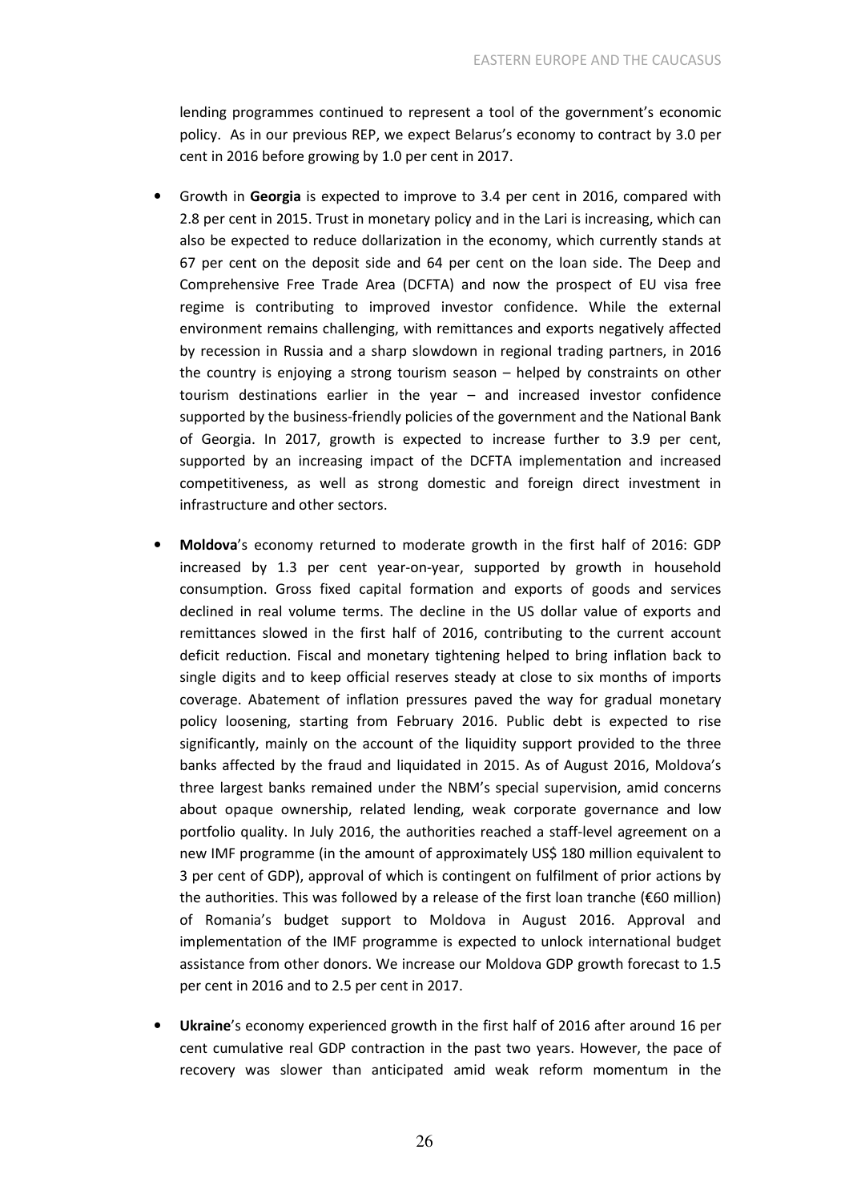lending programmes continued to represent a tool of the government's economic policy. As in our previous REP, we expect Belarus's economy to contract by 3.0 per cent in 2016 before growing by 1.0 per cent in 2017.

- Growth in **Georgia** is expected to improve to 3.4 per cent in 2016, compared with 2.8 per cent in 2015. Trust in monetary policy and in the Lari is increasing, which can also be expected to reduce dollarization in the economy, which currently stands at 67 per cent on the deposit side and 64 per cent on the loan side. The Deep and Comprehensive Free Trade Area (DCFTA) and now the prospect of EU visa free regime is contributing to improved investor confidence. While the external environment remains challenging, with remittances and exports negatively affected by recession in Russia and a sharp slowdown in regional trading partners, in 2016 the country is enjoying a strong tourism season – helped by constraints on other tourism destinations earlier in the year – and increased investor confidence supported by the business-friendly policies of the government and the National Bank of Georgia. In 2017, growth is expected to increase further to 3.9 per cent, supported by an increasing impact of the DCFTA implementation and increased competitiveness, as well as strong domestic and foreign direct investment in infrastructure and other sectors.

- **Moldova**'s economy returned to moderate growth in the first half of 2016: GDP increased by 1.3 per cent year-on-year, supported by growth in household consumption. Gross fixed capital formation and exports of goods and services declined in real volume terms. The decline in the US dollar value of exports and remittances slowed in the first half of 2016, contributing to the current account deficit reduction. Fiscal and monetary tightening helped to bring inflation back to single digits and to keep official reserves steady at close to six months of imports coverage. Abatement of inflation pressures paved the way for gradual monetary policy loosening, starting from February 2016. Public debt is expected to rise significantly, mainly on the account of the liquidity support provided to the three banks affected by the fraud and liquidated in 2015. As of August 2016, Moldova's three largest banks remained under the NBM's special supervision, amid concerns about opaque ownership, related lending, weak corporate governance and low portfolio quality. In July 2016, the authorities reached a staff-level agreement on a new IMF programme (in the amount of approximately US$ 180 million equivalent to 3 per cent of GDP), approval of which is contingent on fulfilment of prior actions by the authorities. This was followed by a release of the first loan tranche (€60 million) of Romania's budget support to Moldova in August 2016. Approval and implementation of the IMF programme is expected to unlock international budget assistance from other donors. We increase our Moldova GDP growth forecast to 1.5 per cent in 2016 and to 2.5 per cent in 2017.

- **Ukraine**'s economy experienced growth in the first half of 2016 after around 16 per cent cumulative real GDP contraction in the past two years. However, the pace of recovery was slower than anticipated amid weak reform momentum in the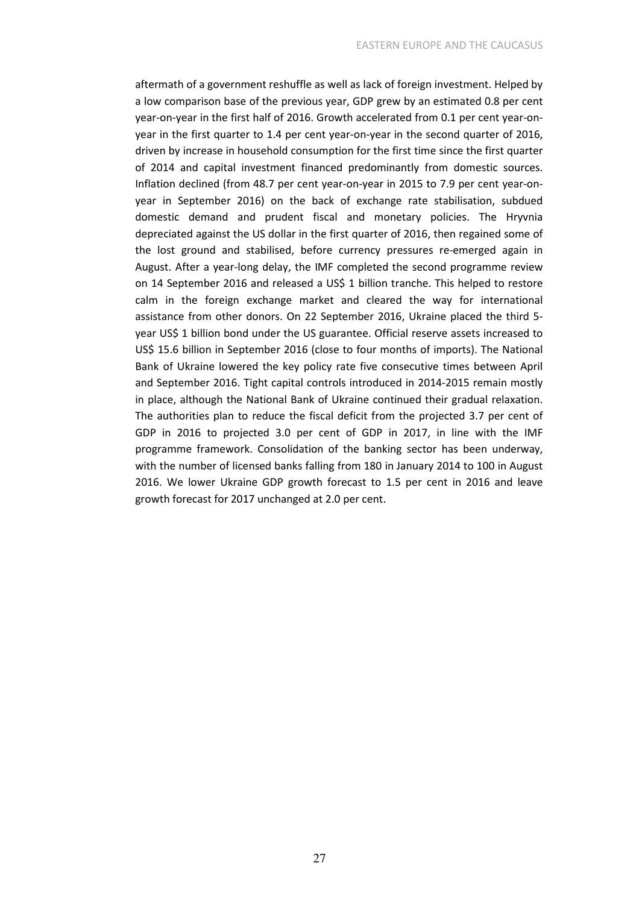aftermath of a government reshuffle as well as lack of foreign investment. Helped by a low comparison base of the previous year, GDP grew by an estimated 0.8 per cent year-on-year in the first half of 2016. Growth accelerated from 0.1 per cent year-on-year in the first quarter to 1.4 per cent year-on-year in the second quarter of 2016, driven by increase in household consumption for the first time since the first quarter of 2014 and capital investment financed predominantly from domestic sources. Inflation declined (from 48.7 per cent year-on-year in 2015 to 7.9 per cent year-on-year in September 2016) on the back of exchange rate stabilisation, subdued domestic demand and prudent fiscal and monetary policies. The Hryvnia depreciated against the US dollar in the first quarter of 2016, then regained some of the lost ground and stabilised, before currency pressures re-emerged again in August. After a year-long delay, the IMF completed the second programme review on 14 September 2016 and released a US$ 1 billion tranche. This helped to restore calm in the foreign exchange market and cleared the way for international assistance from other donors. On 22 September 2016, Ukraine placed the third 5-year US$ 1 billion bond under the US guarantee. Official reserve assets increased to US$ 15.6 billion in September 2016 (close to four months of imports). The National Bank of Ukraine lowered the key policy rate five consecutive times between April and September 2016. Tight capital controls introduced in 2014-2015 remain mostly in place, although the National Bank of Ukraine continued their gradual relaxation. The authorities plan to reduce the fiscal deficit from the projected 3.7 per cent of GDP in 2016 to projected 3.0 per cent of GDP in 2017, in line with the IMF programme framework. Consolidation of the banking sector has been underway, with the number of licensed banks falling from 180 in January 2014 to 100 in August 2016. We lower Ukraine GDP growth forecast to 1.5 per cent in 2016 and leave growth forecast for 2017 unchanged at 2.0 per cent.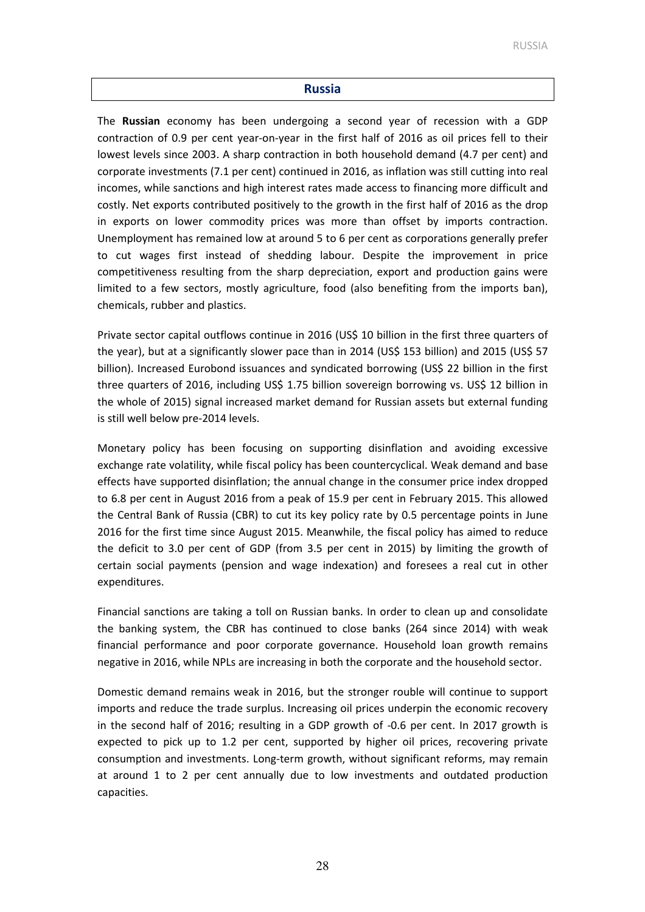## Russia

The **Russian** economy has been undergoing a second year of recession with a GDP contraction of 0.9 per cent year-on-year in the first half of 2016 as oil prices fell to their lowest levels since 2003. A sharp contraction in both household demand (4.7 per cent) and corporate investments (7.1 per cent) continued in 2016, as inflation was still cutting into real incomes, while sanctions and high interest rates made access to financing more difficult and costly. Net exports contributed positively to the growth in the first half of 2016 as the drop in exports on lower commodity prices was more than offset by imports contraction. Unemployment has remained low at around 5 to 6 per cent as corporations generally prefer to cut wages first instead of shedding labour. Despite the improvement in price competitiveness resulting from the sharp depreciation, export and production gains were limited to a few sectors, mostly agriculture, food (also benefiting from the imports ban), chemicals, rubber and plastics.

Private sector capital outflows continue in 2016 (US$ 10 billion in the first three quarters of the year), but at a significantly slower pace than in 2014 (US$ 153 billion) and 2015 (US$ 57 billion). Increased Eurobond issuances and syndicated borrowing (US$ 22 billion in the first three quarters of 2016, including US$ 1.75 billion sovereign borrowing vs. US$ 12 billion in the whole of 2015) signal increased market demand for Russian assets but external funding is still well below pre-2014 levels.

Monetary policy has been focusing on supporting disinflation and avoiding excessive exchange rate volatility, while fiscal policy has been countercyclical. Weak demand and base effects have supported disinflation; the annual change in the consumer price index dropped to 6.8 per cent in August 2016 from a peak of 15.9 per cent in February 2015. This allowed the Central Bank of Russia (CBR) to cut its key policy rate by 0.5 percentage points in June 2016 for the first time since August 2015. Meanwhile, the fiscal policy has aimed to reduce the deficit to 3.0 per cent of GDP (from 3.5 per cent in 2015) by limiting the growth of certain social payments (pension and wage indexation) and foresees a real cut in other expenditures.

Financial sanctions are taking a toll on Russian banks. In order to clean up and consolidate the banking system, the CBR has continued to close banks (264 since 2014) with weak financial performance and poor corporate governance. Household loan growth remains negative in 2016, while NPLs are increasing in both the corporate and the household sector.

Domestic demand remains weak in 2016, but the stronger rouble will continue to support imports and reduce the trade surplus. Increasing oil prices underpin the economic recovery in the second half of 2016; resulting in a GDP growth of -0.6 per cent. In 2017 growth is expected to pick up to 1.2 per cent, supported by higher oil prices, recovering private consumption and investments. Long-term growth, without significant reforms, may remain at around 1 to 2 per cent annually due to low investments and outdated production capacities.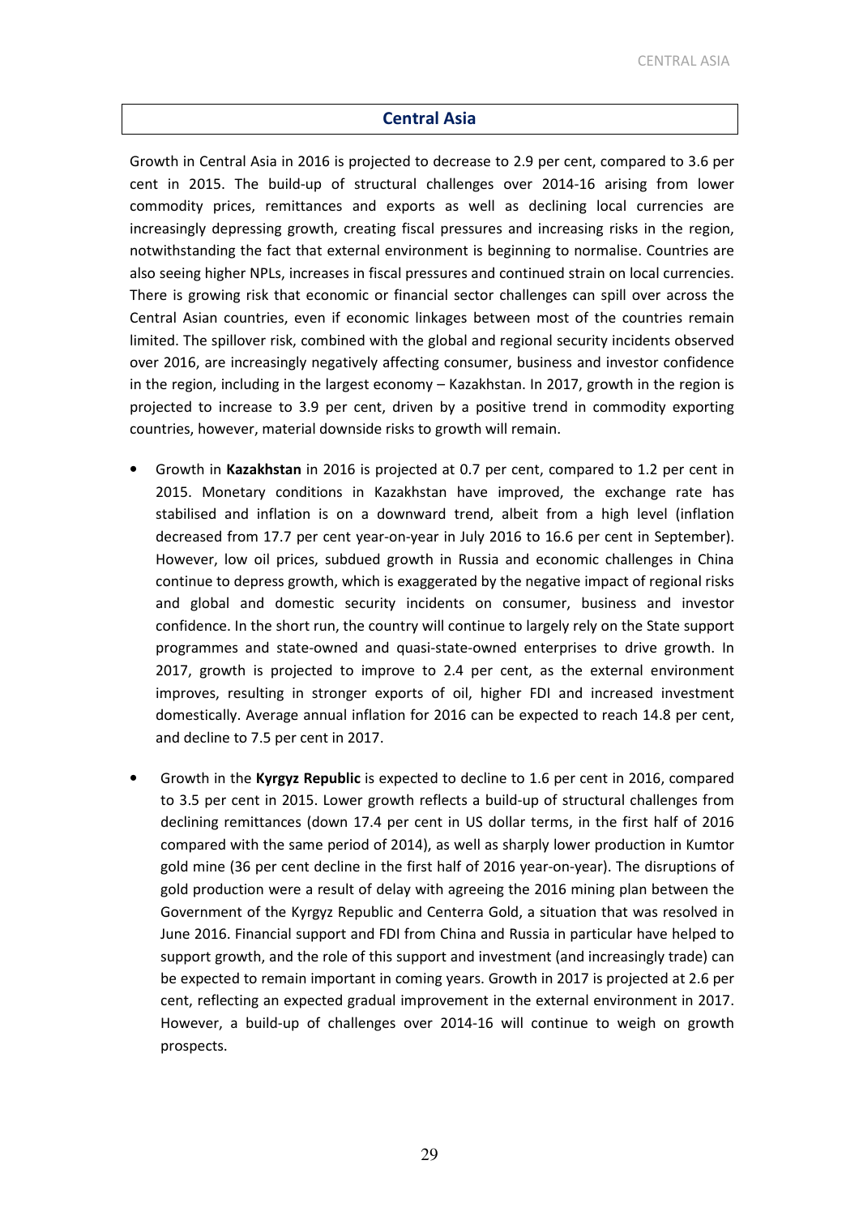## Central Asia

Growth in Central Asia in 2016 is projected to decrease to 2.9 per cent, compared to 3.6 per cent in 2015. The build-up of structural challenges over 2014-16 arising from lower commodity prices, remittances and exports as well as declining local currencies are increasingly depressing growth, creating fiscal pressures and increasing risks in the region, notwithstanding the fact that external environment is beginning to normalise. Countries are also seeing higher NPLs, increases in fiscal pressures and continued strain on local currencies. There is growing risk that economic or financial sector challenges can spill over across the Central Asian countries, even if economic linkages between most of the countries remain limited. The spillover risk, combined with the global and regional security incidents observed over 2016, are increasingly negatively affecting consumer, business and investor confidence in the region, including in the largest economy – Kazakhstan. In 2017, growth in the region is projected to increase to 3.9 per cent, driven by a positive trend in commodity exporting countries, however, material downside risks to growth will remain.

- Growth in **Kazakhstan** in 2016 is projected at 0.7 per cent, compared to 1.2 per cent in 2015. Monetary conditions in Kazakhstan have improved, the exchange rate has stabilised and inflation is on a downward trend, albeit from a high level (inflation decreased from 17.7 per cent year-on-year in July 2016 to 16.6 per cent in September). However, low oil prices, subdued growth in Russia and economic challenges in China continue to depress growth, which is exaggerated by the negative impact of regional risks and global and domestic security incidents on consumer, business and investor confidence. In the short run, the country will continue to largely rely on the State support programmes and state-owned and quasi-state-owned enterprises to drive growth. In 2017, growth is projected to improve to 2.4 per cent, as the external environment improves, resulting in stronger exports of oil, higher FDI and increased investment domestically. Average annual inflation for 2016 can be expected to reach 14.8 per cent, and decline to 7.5 per cent in 2017.

- Growth in the **Kyrgyz Republic** is expected to decline to 1.6 per cent in 2016, compared to 3.5 per cent in 2015. Lower growth reflects a build-up of structural challenges from declining remittances (down 17.4 per cent in US dollar terms, in the first half of 2016 compared with the same period of 2014), as well as sharply lower production in Kumtor gold mine (36 per cent decline in the first half of 2016 year-on-year). The disruptions of gold production were a result of delay with agreeing the 2016 mining plan between the Government of the Kyrgyz Republic and Centerra Gold, a situation that was resolved in June 2016. Financial support and FDI from China and Russia in particular have helped to support growth, and the role of this support and investment (and increasingly trade) can be expected to remain important in coming years. Growth in 2017 is projected at 2.6 per cent, reflecting an expected gradual improvement in the external environment in 2017. However, a build-up of challenges over 2014-16 will continue to weigh on growth prospects.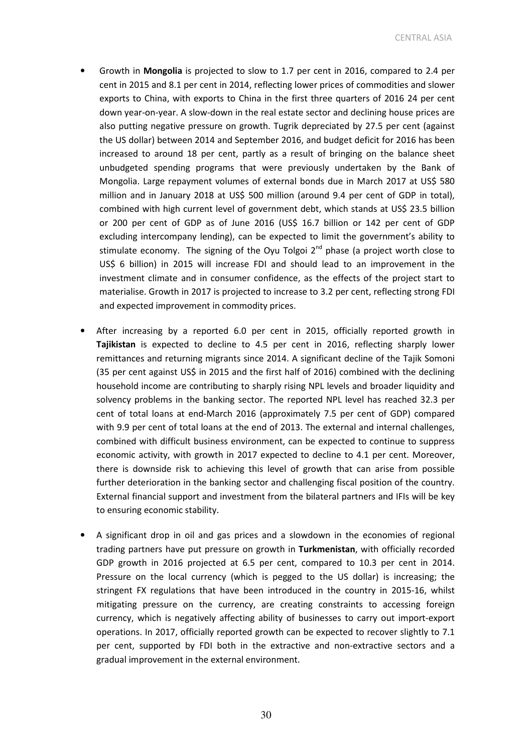- Growth in **Mongolia** is projected to slow to 1.7 per cent in 2016, compared to 2.4 per cent in 2015 and 8.1 per cent in 2014, reflecting lower prices of commodities and slower exports to China, with exports to China in the first three quarters of 2016 24 per cent down year-on-year. A slow-down in the real estate sector and declining house prices are also putting negative pressure on growth. Tugrik depreciated by 27.5 per cent (against the US dollar) between 2014 and September 2016, and budget deficit for 2016 has been increased to around 18 per cent, partly as a result of bringing on the balance sheet unbudgeted spending programs that were previously undertaken by the Bank of Mongolia. Large repayment volumes of external bonds due in March 2017 at US$ 580 million and in January 2018 at US$ 500 million (around 9.4 per cent of GDP in total), combined with high current level of government debt, which stands at US$ 23.5 billion or 200 per cent of GDP as of June 2016 (US$ 16.7 billion or 142 per cent of GDP excluding intercompany lending), can be expected to limit the government's ability to stimulate economy. The signing of the Oyu Tolgoi 2nd phase (a project worth close to US$ 6 billion) in 2015 will increase FDI and should lead to an improvement in the investment climate and in consumer confidence, as the effects of the project start to materialise. Growth in 2017 is projected to increase to 3.2 per cent, reflecting strong FDI and expected improvement in commodity prices.

- After increasing by a reported 6.0 per cent in 2015, officially reported growth in **Tajikistan** is expected to decline to 4.5 per cent in 2016, reflecting sharply lower remittances and returning migrants since 2014. A significant decline of the Tajik Somoni (35 per cent against US$ in 2015 and the first half of 2016) combined with the declining household income are contributing to sharply rising NPL levels and broader liquidity and solvency problems in the banking sector. The reported NPL level has reached 32.3 per cent of total loans at end-March 2016 (approximately 7.5 per cent of GDP) compared with 9.9 per cent of total loans at the end of 2013. The external and internal challenges, combined with difficult business environment, can be expected to continue to suppress economic activity, with growth in 2017 expected to decline to 4.1 per cent. Moreover, there is downside risk to achieving this level of growth that can arise from possible further deterioration in the banking sector and challenging fiscal position of the country. External financial support and investment from the bilateral partners and IFIs will be key to ensuring economic stability.

- A significant drop in oil and gas prices and a slowdown in the economies of regional trading partners have put pressure on growth in **Turkmenistan**, with officially recorded GDP growth in 2016 projected at 6.5 per cent, compared to 10.3 per cent in 2014. Pressure on the local currency (which is pegged to the US dollar) is increasing; the stringent FX regulations that have been introduced in the country in 2015-16, whilst mitigating pressure on the currency, are creating constraints to accessing foreign currency, which is negatively affecting ability of businesses to carry out import-export operations. In 2017, officially reported growth can be expected to recover slightly to 7.1 per cent, supported by FDI both in the extractive and non-extractive sectors and a gradual improvement in the external environment.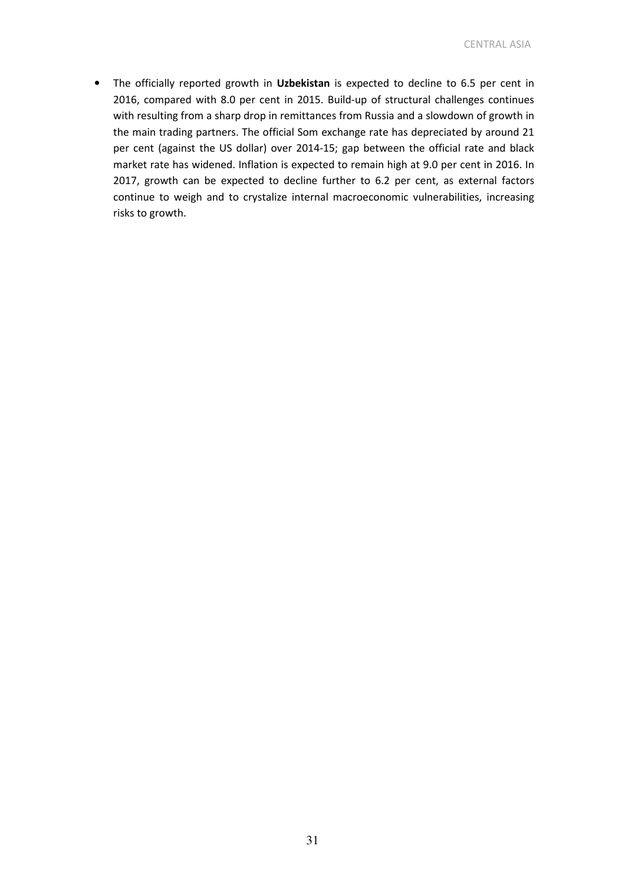- The officially reported growth in **Uzbekistan** is expected to decline to 6.5 per cent in 2016, compared with 8.0 per cent in 2015. Build-up of structural challenges continues with resulting from a sharp drop in remittances from Russia and a slowdown of growth in the main trading partners. The official Som exchange rate has depreciated by around 21 per cent (against the US dollar) over 2014-15; gap between the official rate and black market rate has widened. Inflation is expected to remain high at 9.0 per cent in 2016. In 2017, growth can be expected to decline further to 6.2 per cent, as external factors continue to weigh and to crystalize internal macroeconomic vulnerabilities, increasing risks to growth.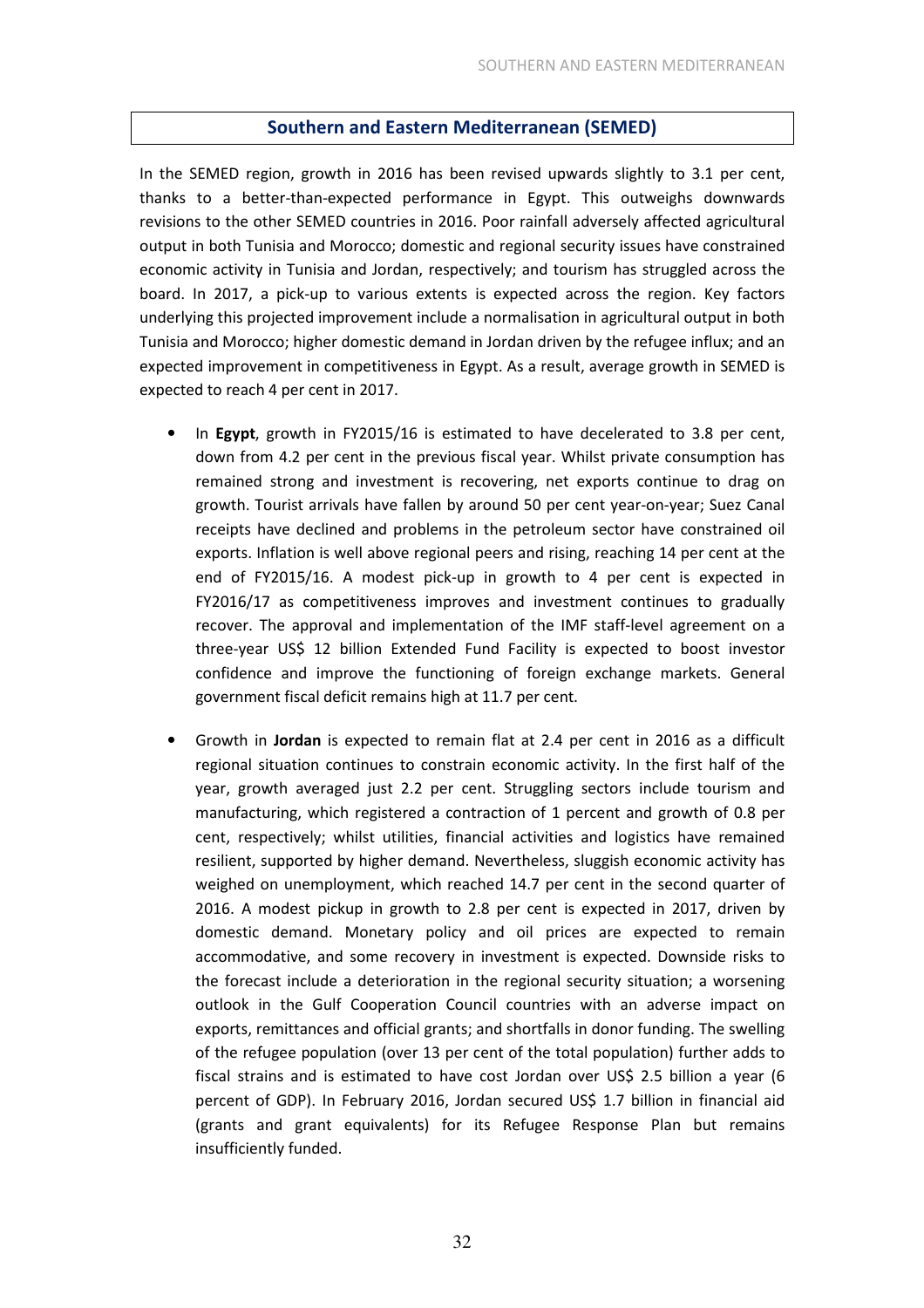## Southern and Eastern Mediterranean (SEMED)

In the SEMED region, growth in 2016 has been revised upwards slightly to 3.1 per cent, thanks to a better-than-expected performance in Egypt. This outweighs downwards revisions to the other SEMED countries in 2016. Poor rainfall adversely affected agricultural output in both Tunisia and Morocco; domestic and regional security issues have constrained economic activity in Tunisia and Jordan, respectively; and tourism has struggled across the board. In 2017, a pick-up to various extents is expected across the region. Key factors underlying this projected improvement include a normalisation in agricultural output in both Tunisia and Morocco; higher domestic demand in Jordan driven by the refugee influx; and an expected improvement in competitiveness in Egypt. As a result, average growth in SEMED is expected to reach 4 per cent in 2017.

- In **Egypt**, growth in FY2015/16 is estimated to have decelerated to 3.8 per cent, down from 4.2 per cent in the previous fiscal year. Whilst private consumption has remained strong and investment is recovering, net exports continue to drag on growth. Tourist arrivals have fallen by around 50 per cent year-on-year; Suez Canal receipts have declined and problems in the petroleum sector have constrained oil exports. Inflation is well above regional peers and rising, reaching 14 per cent at the end of FY2015/16. A modest pick-up in growth to 4 per cent is expected in FY2016/17 as competitiveness improves and investment continues to gradually recover. The approval and implementation of the IMF staff-level agreement on a three-year US$ 12 billion Extended Fund Facility is expected to boost investor confidence and improve the functioning of foreign exchange markets. General government fiscal deficit remains high at 11.7 per cent.

- Growth in **Jordan** is expected to remain flat at 2.4 per cent in 2016 as a difficult regional situation continues to constrain economic activity. In the first half of the year, growth averaged just 2.2 per cent. Struggling sectors include tourism and manufacturing, which registered a contraction of 1 percent and growth of 0.8 per cent, respectively; whilst utilities, financial activities and logistics have remained resilient, supported by higher demand. Nevertheless, sluggish economic activity has weighed on unemployment, which reached 14.7 per cent in the second quarter of 2016. A modest pickup in growth to 2.8 per cent is expected in 2017, driven by domestic demand. Monetary policy and oil prices are expected to remain accommodative, and some recovery in investment is expected. Downside risks to the forecast include a deterioration in the regional security situation; a worsening outlook in the Gulf Cooperation Council countries with an adverse impact on exports, remittances and official grants; and shortfalls in donor funding. The swelling of the refugee population (over 13 per cent of the total population) further adds to fiscal strains and is estimated to have cost Jordan over US$ 2.5 billion a year (6 percent of GDP). In February 2016, Jordan secured US$ 1.7 billion in financial aid (grants and grant equivalents) for its Refugee Response Plan but remains insufficiently funded.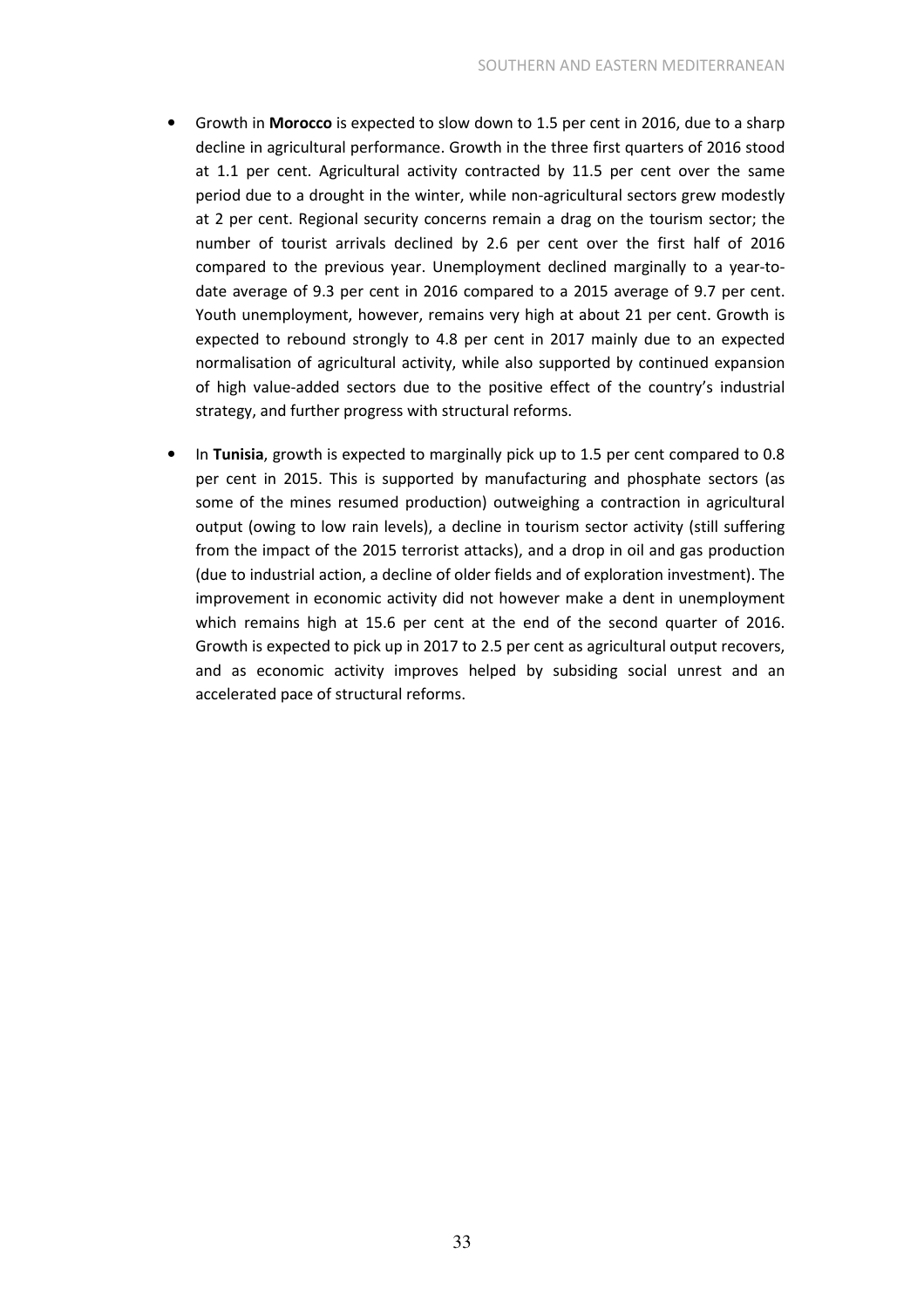- Growth in **Morocco** is expected to slow down to 1.5 per cent in 2016, due to a sharp decline in agricultural performance. Growth in the three first quarters of 2016 stood at 1.1 per cent. Agricultural activity contracted by 11.5 per cent over the same period due to a drought in the winter, while non-agricultural sectors grew modestly at 2 per cent. Regional security concerns remain a drag on the tourism sector; the number of tourist arrivals declined by 2.6 per cent over the first half of 2016 compared to the previous year. Unemployment declined marginally to a year-to-date average of 9.3 per cent in 2016 compared to a 2015 average of 9.7 per cent. Youth unemployment, however, remains very high at about 21 per cent. Growth is expected to rebound strongly to 4.8 per cent in 2017 mainly due to an expected normalisation of agricultural activity, while also supported by continued expansion of high value-added sectors due to the positive effect of the country's industrial strategy, and further progress with structural reforms.

- In **Tunisia**, growth is expected to marginally pick up to 1.5 per cent compared to 0.8 per cent in 2015. This is supported by manufacturing and phosphate sectors (as some of the mines resumed production) outweighing a contraction in agricultural output (owing to low rain levels), a decline in tourism sector activity (still suffering from the impact of the 2015 terrorist attacks), and a drop in oil and gas production (due to industrial action, a decline of older fields and of exploration investment). The improvement in economic activity did not however make a dent in unemployment which remains high at 15.6 per cent at the end of the second quarter of 2016. Growth is expected to pick up in 2017 to 2.5 per cent as agricultural output recovers, and as economic activity improves helped by subsiding social unrest and an accelerated pace of structural reforms.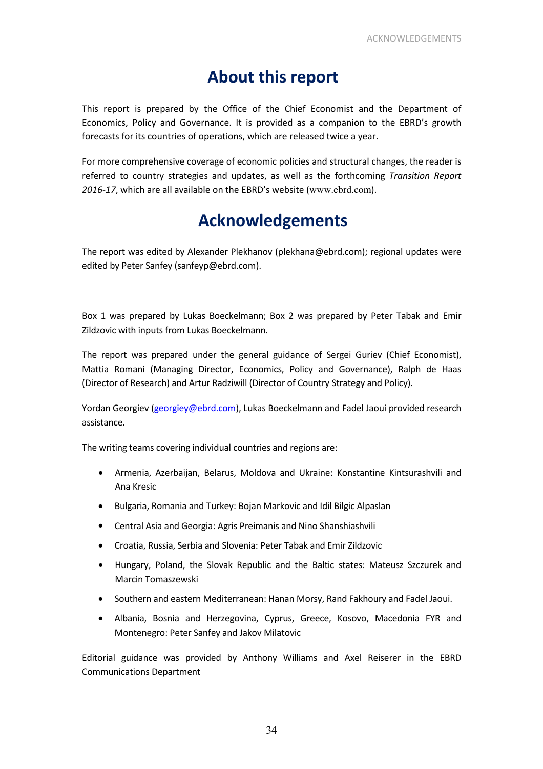# About this report

This report is prepared by the Office of the Chief Economist and the Department of Economics, Policy and Governance. It is provided as a companion to the EBRD's growth forecasts for its countries of operations, which are released twice a year.

For more comprehensive coverage of economic policies and structural changes, the reader is referred to country strategies and updates, as well as the forthcoming *Transition Report 2016-17*, which are all available on the EBRD's website (www.ebrd.com).

# Acknowledgements

The report was edited by Alexander Plekhanov (plekhana@ebrd.com); regional updates were edited by Peter Sanfey (sanfeyp@ebrd.com).

Box 1 was prepared by Lukas Boeckelmann; Box 2 was prepared by Peter Tabak and Emir Zildzovic with inputs from Lukas Boeckelmann.

The report was prepared under the general guidance of Sergei Guriev (Chief Economist), Mattia Romani (Managing Director, Economics, Policy and Governance), Ralph de Haas (Director of Research) and Artur Radziwill (Director of Country Strategy and Policy).

Yordan Georgiev (georgiey@ebrd.com), Lukas Boeckelmann and Fadel Jaoui provided research assistance.

The writing teams covering individual countries and regions are:

- Armenia, Azerbaijan, Belarus, Moldova and Ukraine: Konstantine Kintsurashvili and Ana Kresic
- Bulgaria, Romania and Turkey: Bojan Markovic and Idil Bilgic Alpaslan
- Central Asia and Georgia: Agris Preimanis and Nino Shanshiashvili
- Croatia, Russia, Serbia and Slovenia: Peter Tabak and Emir Zildzovic
- Hungary, Poland, the Slovak Republic and the Baltic states: Mateusz Szczurek and Marcin Tomaszewski
- Southern and eastern Mediterranean: Hanan Morsy, Rand Fakhoury and Fadel Jaoui.
- Albania, Bosnia and Herzegovina, Cyprus, Greece, Kosovo, Macedonia FYR and Montenegro: Peter Sanfey and Jakov Milatovic

Editorial guidance was provided by Anthony Williams and Axel Reiserer in the EBRD Communications Department